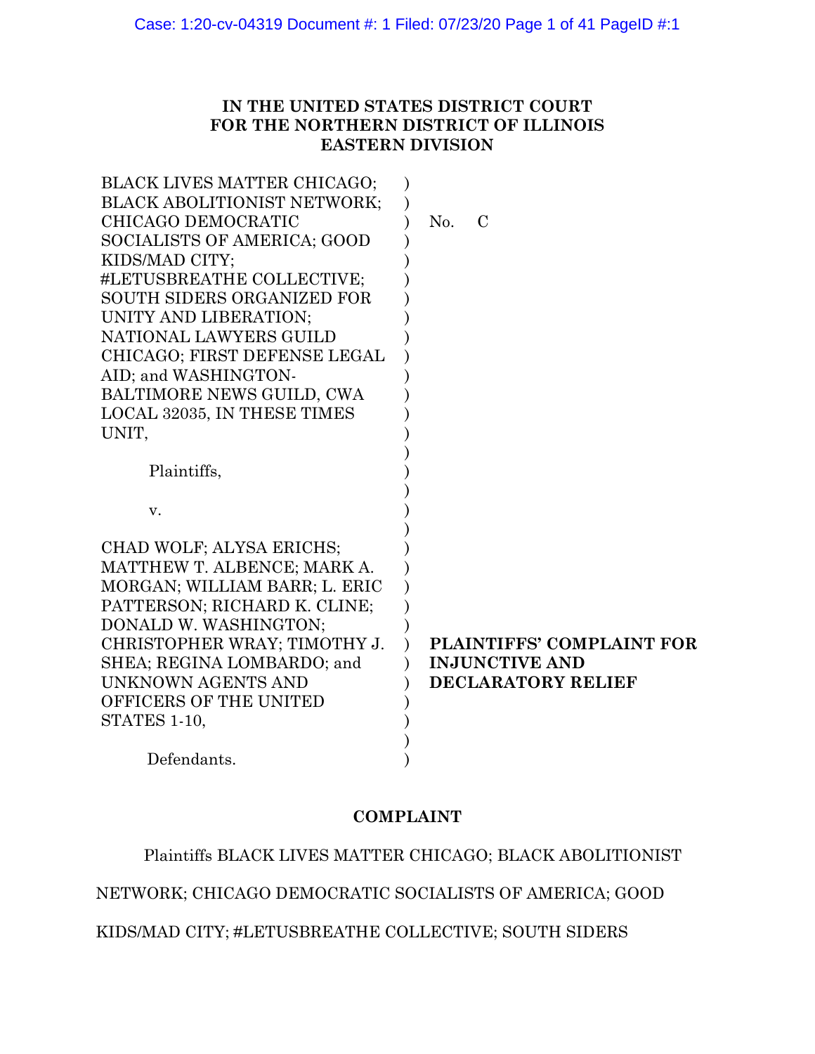**IN THE UNITED STATES DISTRICT COURT**
**FOR THE NORTHERN DISTRICT OF ILLINOIS**
**EASTERN DIVISION**

BLACK LIVES MATTER CHICAGO; BLACK ABOLITIONIST NETWORK; CHICAGO DEMOCRATIC SOCIALISTS OF AMERICA; GOOD KIDS/MAD CITY; #LETUSBREATHE COLLECTIVE; SOUTH SIDERS ORGANIZED FOR UNITY AND LIBERATION; NATIONAL LAWYERS GUILD CHICAGO; FIRST DEFENSE LEGAL AID; and WASHINGTON-BALTIMORE NEWS GUILD, CWA LOCAL 32035, IN THESE TIMES UNIT,

Plaintiffs,

v.

CHAD WOLF; ALYSA ERICHS; MATTHEW T. ALBENCE; MARK A. MORGAN; WILLIAM BARR; L. ERIC PATTERSON; RICHARD K. CLINE; DONALD W. WASHINGTON; CHRISTOPHER WRAY; TIMOTHY J. SHEA; REGINA LOMBARDO; and UNKNOWN AGENTS AND OFFICERS OF THE UNITED STATES 1-10,

Defendants.

No. C

**PLAINTIFFS' COMPLAINT FOR INJUNCTIVE AND DECLARATORY RELIEF**

## COMPLAINT

Plaintiffs BLACK LIVES MATTER CHICAGO; BLACK ABOLITIONIST NETWORK; CHICAGO DEMOCRATIC SOCIALISTS OF AMERICA; GOOD KIDS/MAD CITY; #LETUSBREATHE COLLECTIVE; SOUTH SIDERS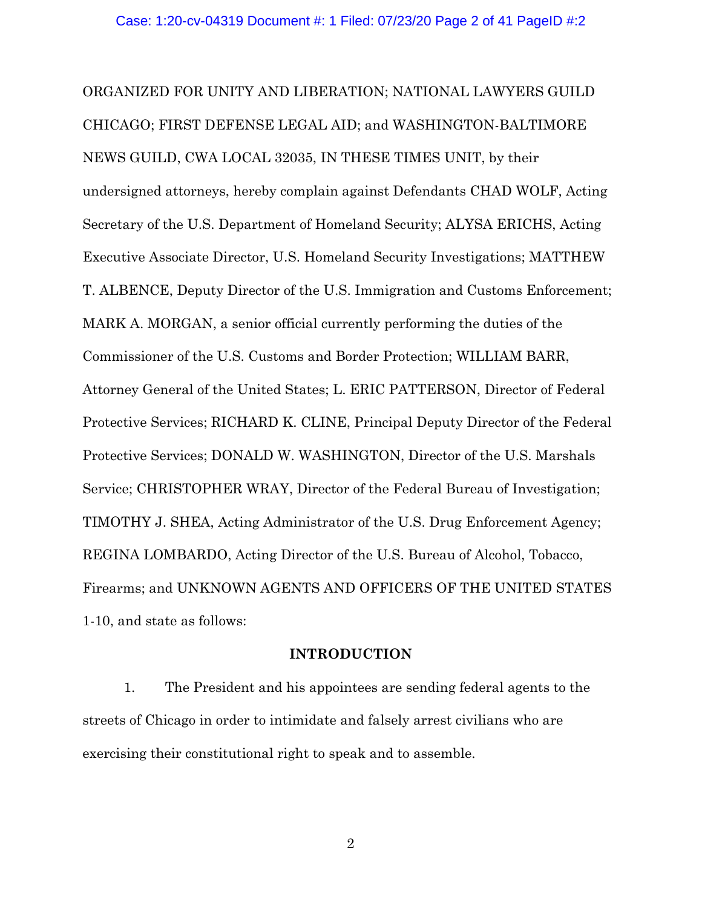ORGANIZED FOR UNITY AND LIBERATION; NATIONAL LAWYERS GUILD CHICAGO; FIRST DEFENSE LEGAL AID; and WASHINGTON-BALTIMORE NEWS GUILD, CWA LOCAL 32035, IN THESE TIMES UNIT, by their undersigned attorneys, hereby complain against Defendants CHAD WOLF, Acting Secretary of the U.S. Department of Homeland Security; ALYSA ERICHS, Acting Executive Associate Director, U.S. Homeland Security Investigations; MATTHEW T. ALBENCE, Deputy Director of the U.S. Immigration and Customs Enforcement; MARK A. MORGAN, a senior official currently performing the duties of the Commissioner of the U.S. Customs and Border Protection; WILLIAM BARR, Attorney General of the United States; L. ERIC PATTERSON, Director of Federal Protective Services; RICHARD K. CLINE, Principal Deputy Director of the Federal Protective Services; DONALD W. WASHINGTON, Director of the U.S. Marshals Service; CHRISTOPHER WRAY, Director of the Federal Bureau of Investigation; TIMOTHY J. SHEA, Acting Administrator of the U.S. Drug Enforcement Agency; REGINA LOMBARDO, Acting Director of the U.S. Bureau of Alcohol, Tobacco, Firearms; and UNKNOWN AGENTS AND OFFICERS OF THE UNITED STATES 1-10, and state as follows:

## INTRODUCTION

1. The President and his appointees are sending federal agents to the streets of Chicago in order to intimidate and falsely arrest civilians who are exercising their constitutional right to speak and to assemble.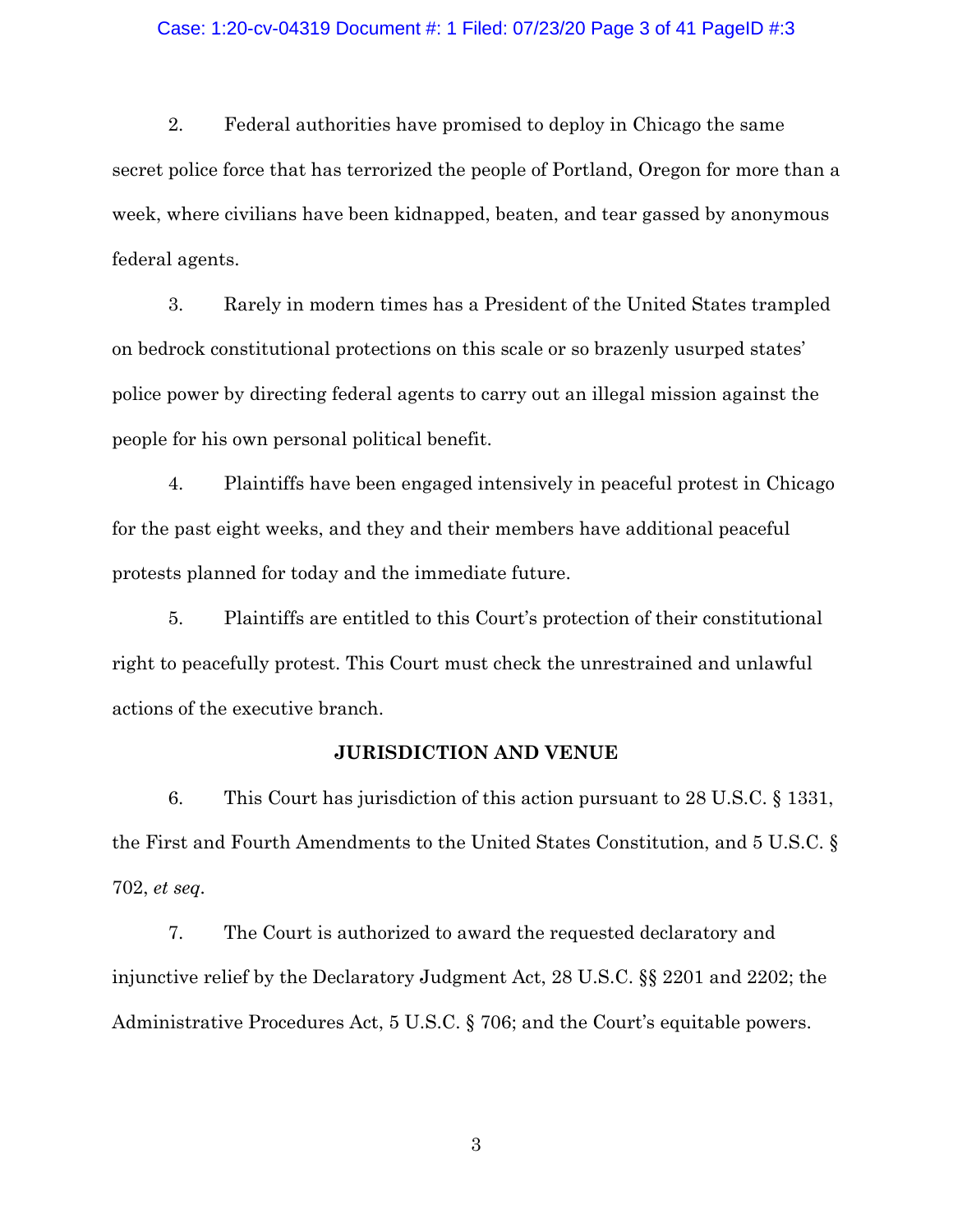2. Federal authorities have promised to deploy in Chicago the same secret police force that has terrorized the people of Portland, Oregon for more than a week, where civilians have been kidnapped, beaten, and tear gassed by anonymous federal agents.

3. Rarely in modern times has a President of the United States trampled on bedrock constitutional protections on this scale or so brazenly usurped states' police power by directing federal agents to carry out an illegal mission against the people for his own personal political benefit.

4. Plaintiffs have been engaged intensively in peaceful protest in Chicago for the past eight weeks, and they and their members have additional peaceful protests planned for today and the immediate future.

5. Plaintiffs are entitled to this Court's protection of their constitutional right to peacefully protest. This Court must check the unrestrained and unlawful actions of the executive branch.

## JURISDICTION AND VENUE

6. This Court has jurisdiction of this action pursuant to 28 U.S.C. § 1331, the First and Fourth Amendments to the United States Constitution, and 5 U.S.C. § 702, *et seq*.

7. The Court is authorized to award the requested declaratory and injunctive relief by the Declaratory Judgment Act, 28 U.S.C. §§ 2201 and 2202; the Administrative Procedures Act, 5 U.S.C. § 706; and the Court's equitable powers.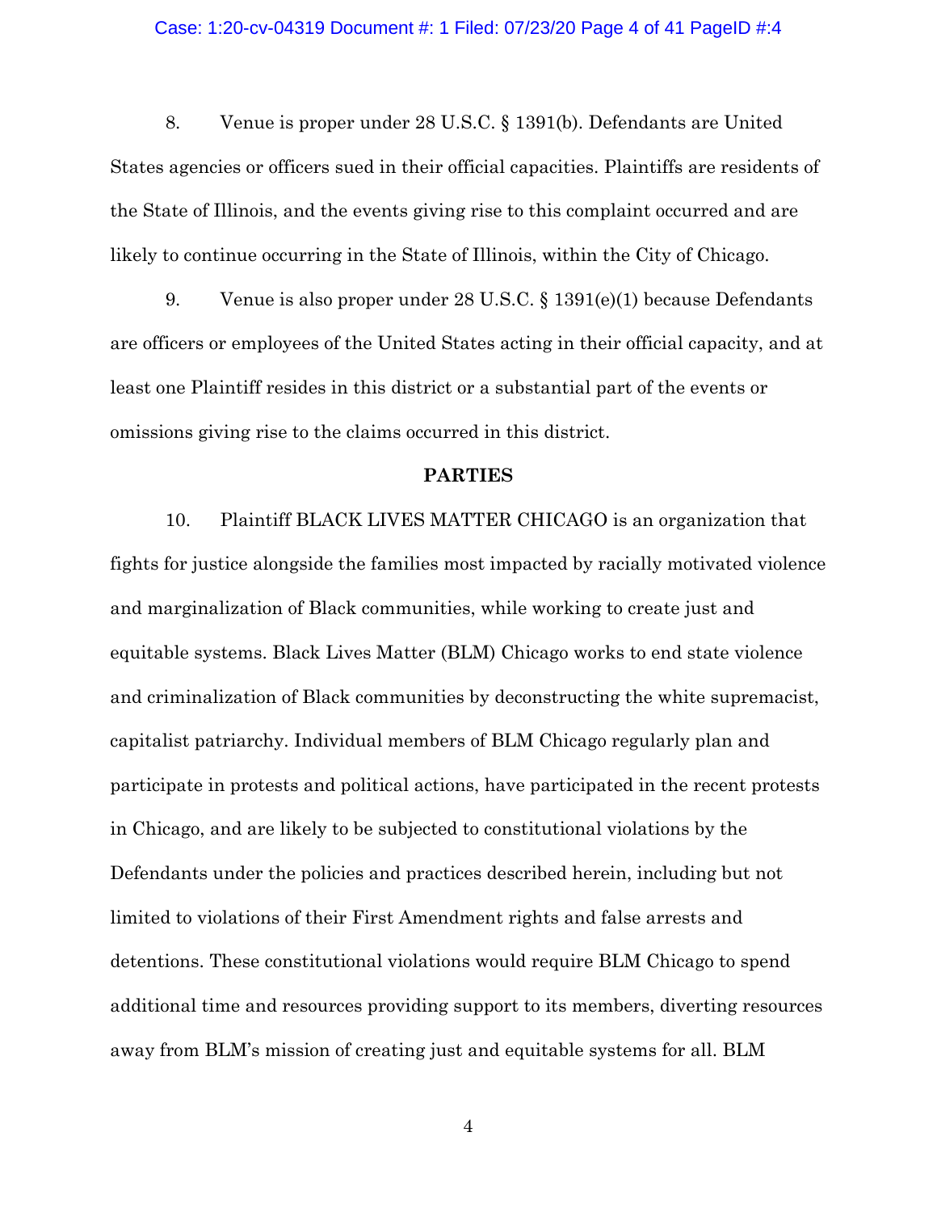8. Venue is proper under 28 U.S.C. § 1391(b). Defendants are United States agencies or officers sued in their official capacities. Plaintiffs are residents of the State of Illinois, and the events giving rise to this complaint occurred and are likely to continue occurring in the State of Illinois, within the City of Chicago.

9. Venue is also proper under 28 U.S.C. § 1391(e)(1) because Defendants are officers or employees of the United States acting in their official capacity, and at least one Plaintiff resides in this district or a substantial part of the events or omissions giving rise to the claims occurred in this district.

## PARTIES

10. Plaintiff BLACK LIVES MATTER CHICAGO is an organization that fights for justice alongside the families most impacted by racially motivated violence and marginalization of Black communities, while working to create just and equitable systems. Black Lives Matter (BLM) Chicago works to end state violence and criminalization of Black communities by deconstructing the white supremacist, capitalist patriarchy. Individual members of BLM Chicago regularly plan and participate in protests and political actions, have participated in the recent protests in Chicago, and are likely to be subjected to constitutional violations by the Defendants under the policies and practices described herein, including but not limited to violations of their First Amendment rights and false arrests and detentions. These constitutional violations would require BLM Chicago to spend additional time and resources providing support to its members, diverting resources away from BLM's mission of creating just and equitable systems for all. BLM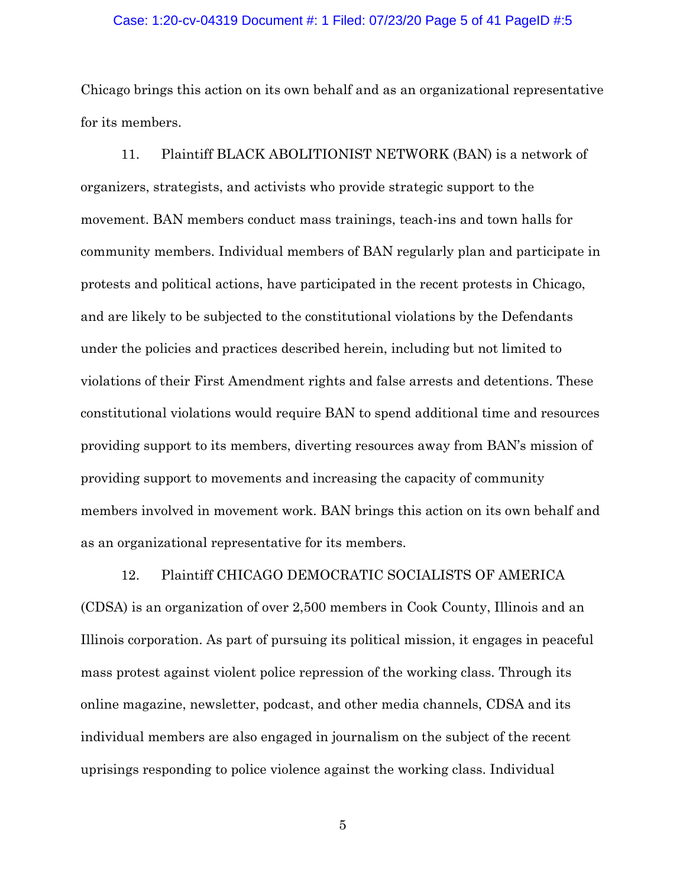Chicago brings this action on its own behalf and as an organizational representative for its members.

11. Plaintiff BLACK ABOLITIONIST NETWORK (BAN) is a network of organizers, strategists, and activists who provide strategic support to the movement. BAN members conduct mass trainings, teach-ins and town halls for community members. Individual members of BAN regularly plan and participate in protests and political actions, have participated in the recent protests in Chicago, and are likely to be subjected to the constitutional violations by the Defendants under the policies and practices described herein, including but not limited to violations of their First Amendment rights and false arrests and detentions. These constitutional violations would require BAN to spend additional time and resources providing support to its members, diverting resources away from BAN's mission of providing support to movements and increasing the capacity of community members involved in movement work. BAN brings this action on its own behalf and as an organizational representative for its members.

12. Plaintiff CHICAGO DEMOCRATIC SOCIALISTS OF AMERICA (CDSA) is an organization of over 2,500 members in Cook County, Illinois and an Illinois corporation. As part of pursuing its political mission, it engages in peaceful mass protest against violent police repression of the working class. Through its online magazine, newsletter, podcast, and other media channels, CDSA and its individual members are also engaged in journalism on the subject of the recent uprisings responding to police violence against the working class. Individual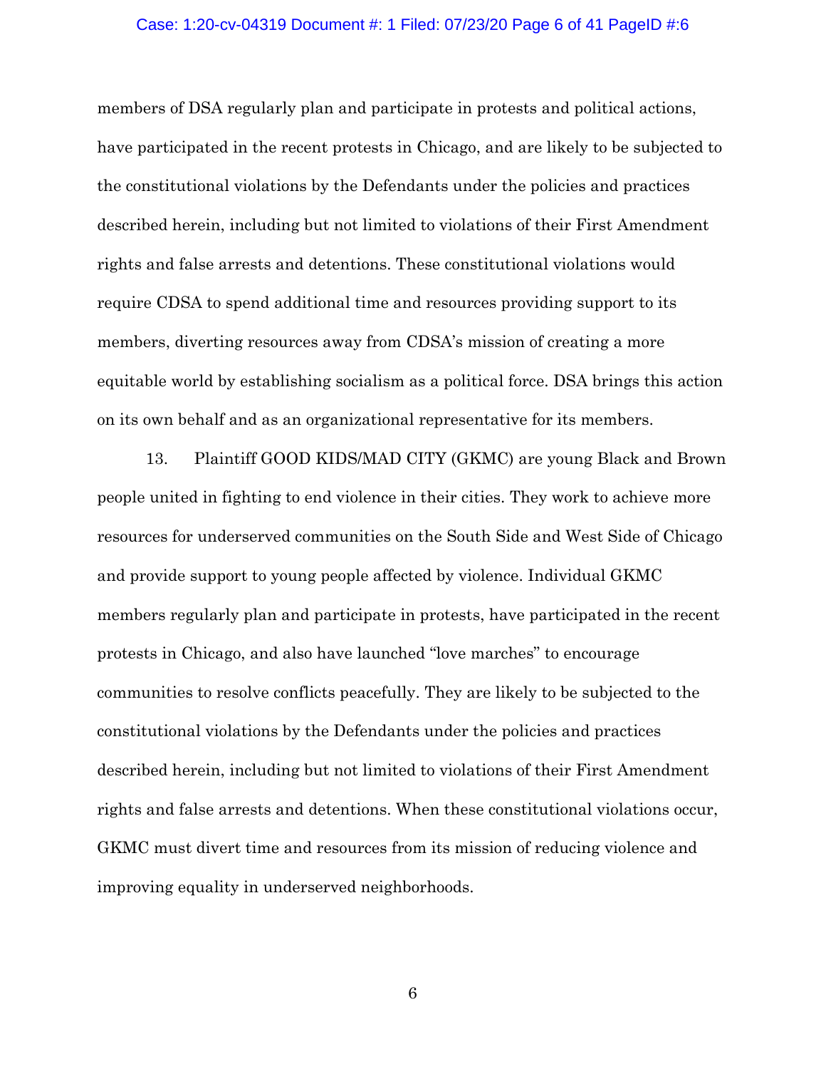members of DSA regularly plan and participate in protests and political actions, have participated in the recent protests in Chicago, and are likely to be subjected to the constitutional violations by the Defendants under the policies and practices described herein, including but not limited to violations of their First Amendment rights and false arrests and detentions. These constitutional violations would require CDSA to spend additional time and resources providing support to its members, diverting resources away from CDSA's mission of creating a more equitable world by establishing socialism as a political force. DSA brings this action on its own behalf and as an organizational representative for its members.

13. Plaintiff GOOD KIDS/MAD CITY (GKMC) are young Black and Brown people united in fighting to end violence in their cities. They work to achieve more resources for underserved communities on the South Side and West Side of Chicago and provide support to young people affected by violence. Individual GKMC members regularly plan and participate in protests, have participated in the recent protests in Chicago, and also have launched "love marches" to encourage communities to resolve conflicts peacefully. They are likely to be subjected to the constitutional violations by the Defendants under the policies and practices described herein, including but not limited to violations of their First Amendment rights and false arrests and detentions. When these constitutional violations occur, GKMC must divert time and resources from its mission of reducing violence and improving equality in underserved neighborhoods.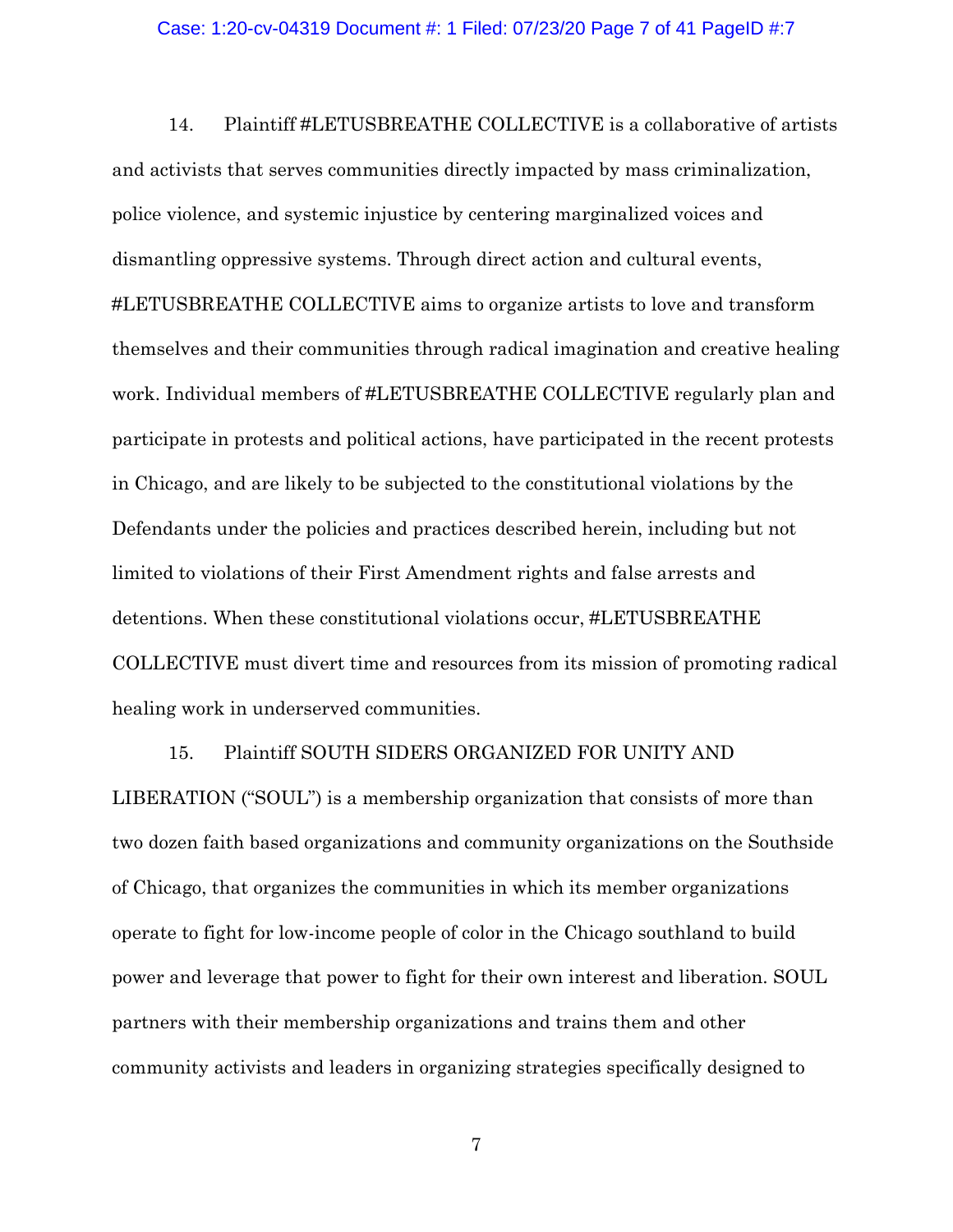14. Plaintiff #LETUSBREATHE COLLECTIVE is a collaborative of artists and activists that serves communities directly impacted by mass criminalization, police violence, and systemic injustice by centering marginalized voices and dismantling oppressive systems. Through direct action and cultural events, #LETUSBREATHE COLLECTIVE aims to organize artists to love and transform themselves and their communities through radical imagination and creative healing work. Individual members of #LETUSBREATHE COLLECTIVE regularly plan and participate in protests and political actions, have participated in the recent protests in Chicago, and are likely to be subjected to the constitutional violations by the Defendants under the policies and practices described herein, including but not limited to violations of their First Amendment rights and false arrests and detentions. When these constitutional violations occur, #LETUSBREATHE COLLECTIVE must divert time and resources from its mission of promoting radical healing work in underserved communities.

15. Plaintiff SOUTH SIDERS ORGANIZED FOR UNITY AND LIBERATION ("SOUL") is a membership organization that consists of more than two dozen faith based organizations and community organizations on the Southside of Chicago, that organizes the communities in which its member organizations operate to fight for low-income people of color in the Chicago southland to build power and leverage that power to fight for their own interest and liberation. SOUL partners with their membership organizations and trains them and other community activists and leaders in organizing strategies specifically designed to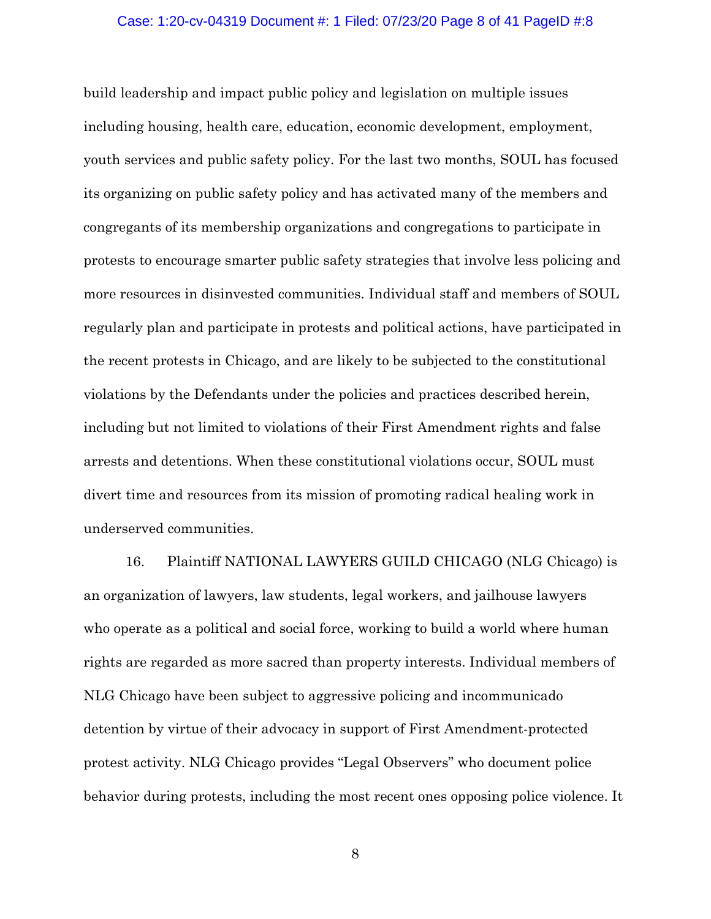build leadership and impact public policy and legislation on multiple issues including housing, health care, education, economic development, employment, youth services and public safety policy. For the last two months, SOUL has focused its organizing on public safety policy and has activated many of the members and congregants of its membership organizations and congregations to participate in protests to encourage smarter public safety strategies that involve less policing and more resources in disinvested communities. Individual staff and members of SOUL regularly plan and participate in protests and political actions, have participated in the recent protests in Chicago, and are likely to be subjected to the constitutional violations by the Defendants under the policies and practices described herein, including but not limited to violations of their First Amendment rights and false arrests and detentions. When these constitutional violations occur, SOUL must divert time and resources from its mission of promoting radical healing work in underserved communities.

16. Plaintiff NATIONAL LAWYERS GUILD CHICAGO (NLG Chicago) is an organization of lawyers, law students, legal workers, and jailhouse lawyers who operate as a political and social force, working to build a world where human rights are regarded as more sacred than property interests. Individual members of NLG Chicago have been subject to aggressive policing and incommunicado detention by virtue of their advocacy in support of First Amendment-protected protest activity. NLG Chicago provides "Legal Observers" who document police behavior during protests, including the most recent ones opposing police violence. It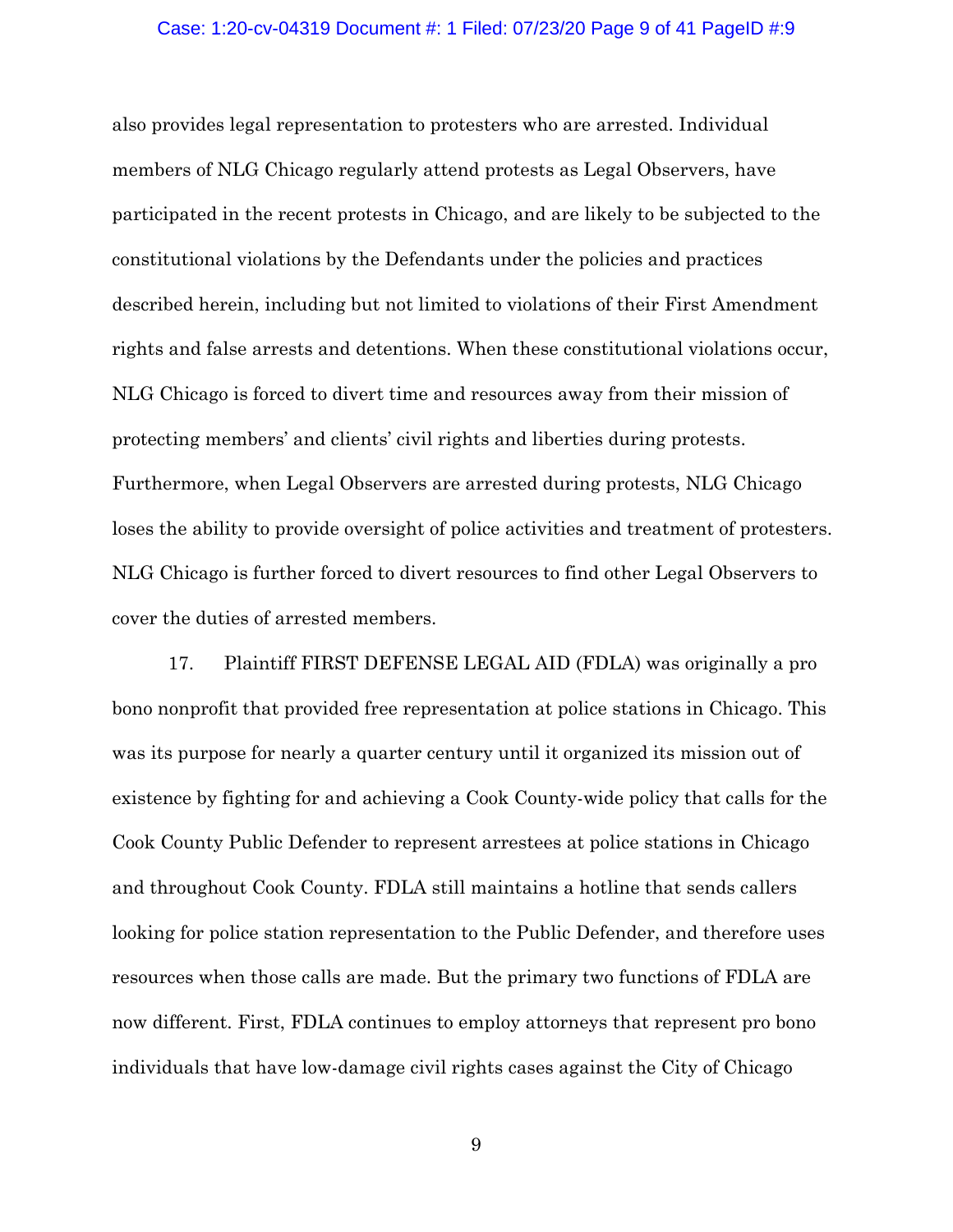also provides legal representation to protesters who are arrested. Individual members of NLG Chicago regularly attend protests as Legal Observers, have participated in the recent protests in Chicago, and are likely to be subjected to the constitutional violations by the Defendants under the policies and practices described herein, including but not limited to violations of their First Amendment rights and false arrests and detentions. When these constitutional violations occur, NLG Chicago is forced to divert time and resources away from their mission of protecting members' and clients' civil rights and liberties during protests. Furthermore, when Legal Observers are arrested during protests, NLG Chicago loses the ability to provide oversight of police activities and treatment of protesters. NLG Chicago is further forced to divert resources to find other Legal Observers to cover the duties of arrested members.

17. Plaintiff FIRST DEFENSE LEGAL AID (FDLA) was originally a pro bono nonprofit that provided free representation at police stations in Chicago. This was its purpose for nearly a quarter century until it organized its mission out of existence by fighting for and achieving a Cook County-wide policy that calls for the Cook County Public Defender to represent arrestees at police stations in Chicago and throughout Cook County. FDLA still maintains a hotline that sends callers looking for police station representation to the Public Defender, and therefore uses resources when those calls are made. But the primary two functions of FDLA are now different. First, FDLA continues to employ attorneys that represent pro bono individuals that have low-damage civil rights cases against the City of Chicago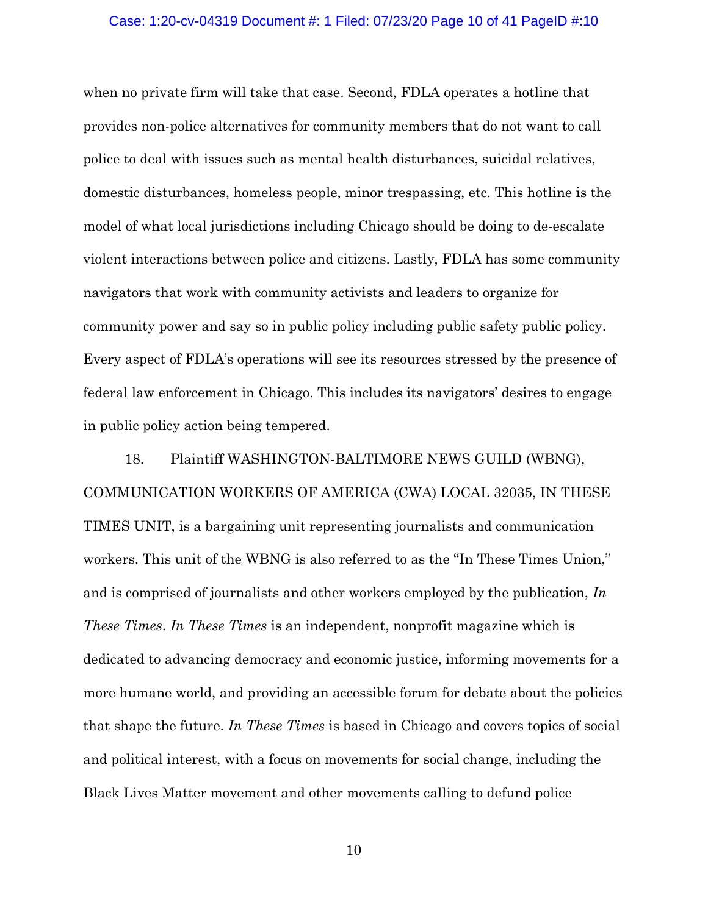when no private firm will take that case. Second, FDLA operates a hotline that provides non-police alternatives for community members that do not want to call police to deal with issues such as mental health disturbances, suicidal relatives, domestic disturbances, homeless people, minor trespassing, etc. This hotline is the model of what local jurisdictions including Chicago should be doing to de-escalate violent interactions between police and citizens. Lastly, FDLA has some community navigators that work with community activists and leaders to organize for community power and say so in public policy including public safety public policy. Every aspect of FDLA's operations will see its resources stressed by the presence of federal law enforcement in Chicago. This includes its navigators' desires to engage in public policy action being tempered.

18. Plaintiff WASHINGTON-BALTIMORE NEWS GUILD (WBNG), COMMUNICATION WORKERS OF AMERICA (CWA) LOCAL 32035, IN THESE TIMES UNIT, is a bargaining unit representing journalists and communication workers. This unit of the WBNG is also referred to as the "In These Times Union," and is comprised of journalists and other workers employed by the publication, *In These Times*. *In These Times* is an independent, nonprofit magazine which is dedicated to advancing democracy and economic justice, informing movements for a more humane world, and providing an accessible forum for debate about the policies that shape the future. *In These Times* is based in Chicago and covers topics of social and political interest, with a focus on movements for social change, including the Black Lives Matter movement and other movements calling to defund police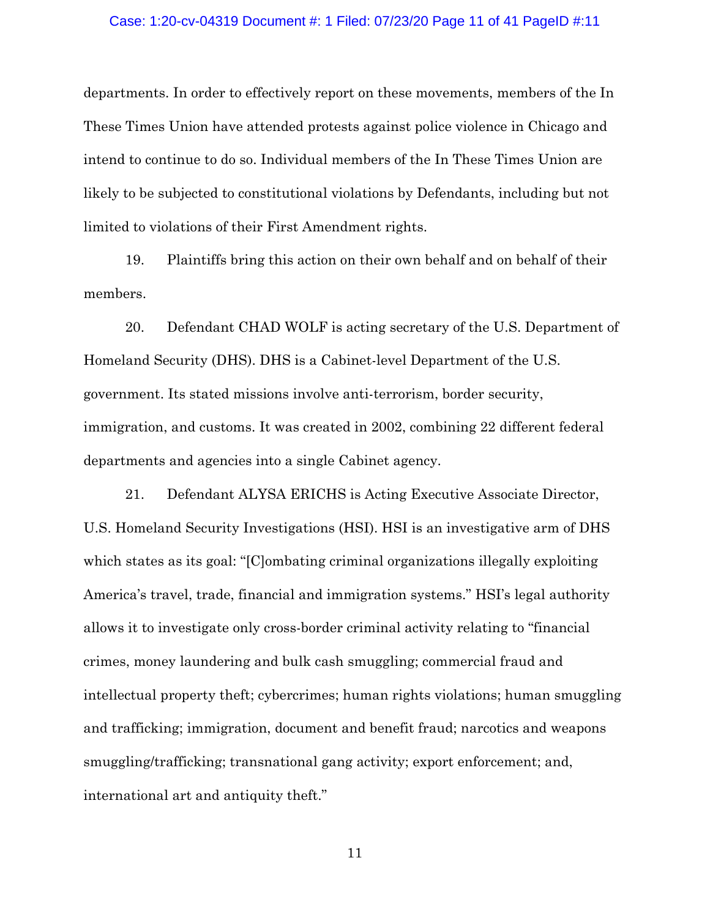departments. In order to effectively report on these movements, members of the In These Times Union have attended protests against police violence in Chicago and intend to continue to do so. Individual members of the In These Times Union are likely to be subjected to constitutional violations by Defendants, including but not limited to violations of their First Amendment rights.

19. Plaintiffs bring this action on their own behalf and on behalf of their members.

20. Defendant CHAD WOLF is acting secretary of the U.S. Department of Homeland Security (DHS). DHS is a Cabinet-level Department of the U.S. government. Its stated missions involve anti-terrorism, border security, immigration, and customs. It was created in 2002, combining 22 different federal departments and agencies into a single Cabinet agency.

21. Defendant ALYSA ERICHS is Acting Executive Associate Director, U.S. Homeland Security Investigations (HSI). HSI is an investigative arm of DHS which states as its goal: "[C]ombating criminal organizations illegally exploiting America's travel, trade, financial and immigration systems." HSI's legal authority allows it to investigate only cross-border criminal activity relating to "financial crimes, money laundering and bulk cash smuggling; commercial fraud and intellectual property theft; cybercrimes; human rights violations; human smuggling and trafficking; immigration, document and benefit fraud; narcotics and weapons smuggling/trafficking; transnational gang activity; export enforcement; and, international art and antiquity theft."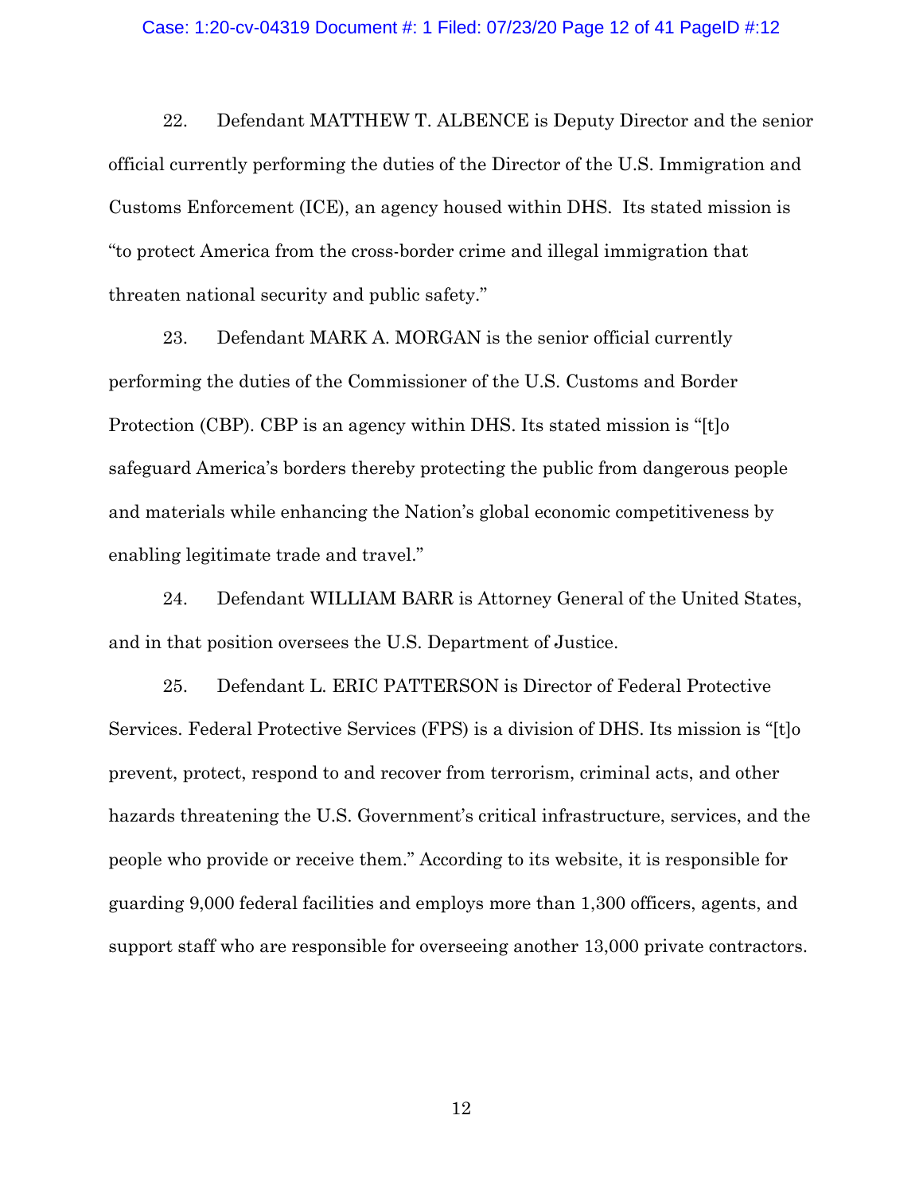22. Defendant MATTHEW T. ALBENCE is Deputy Director and the senior official currently performing the duties of the Director of the U.S. Immigration and Customs Enforcement (ICE), an agency housed within DHS. Its stated mission is "to protect America from the cross-border crime and illegal immigration that threaten national security and public safety."

23. Defendant MARK A. MORGAN is the senior official currently performing the duties of the Commissioner of the U.S. Customs and Border Protection (CBP). CBP is an agency within DHS. Its stated mission is "[t]o safeguard America's borders thereby protecting the public from dangerous people and materials while enhancing the Nation's global economic competitiveness by enabling legitimate trade and travel."

24. Defendant WILLIAM BARR is Attorney General of the United States, and in that position oversees the U.S. Department of Justice.

25. Defendant L. ERIC PATTERSON is Director of Federal Protective Services. Federal Protective Services (FPS) is a division of DHS. Its mission is "[t]o prevent, protect, respond to and recover from terrorism, criminal acts, and other hazards threatening the U.S. Government's critical infrastructure, services, and the people who provide or receive them." According to its website, it is responsible for guarding 9,000 federal facilities and employs more than 1,300 officers, agents, and support staff who are responsible for overseeing another 13,000 private contractors.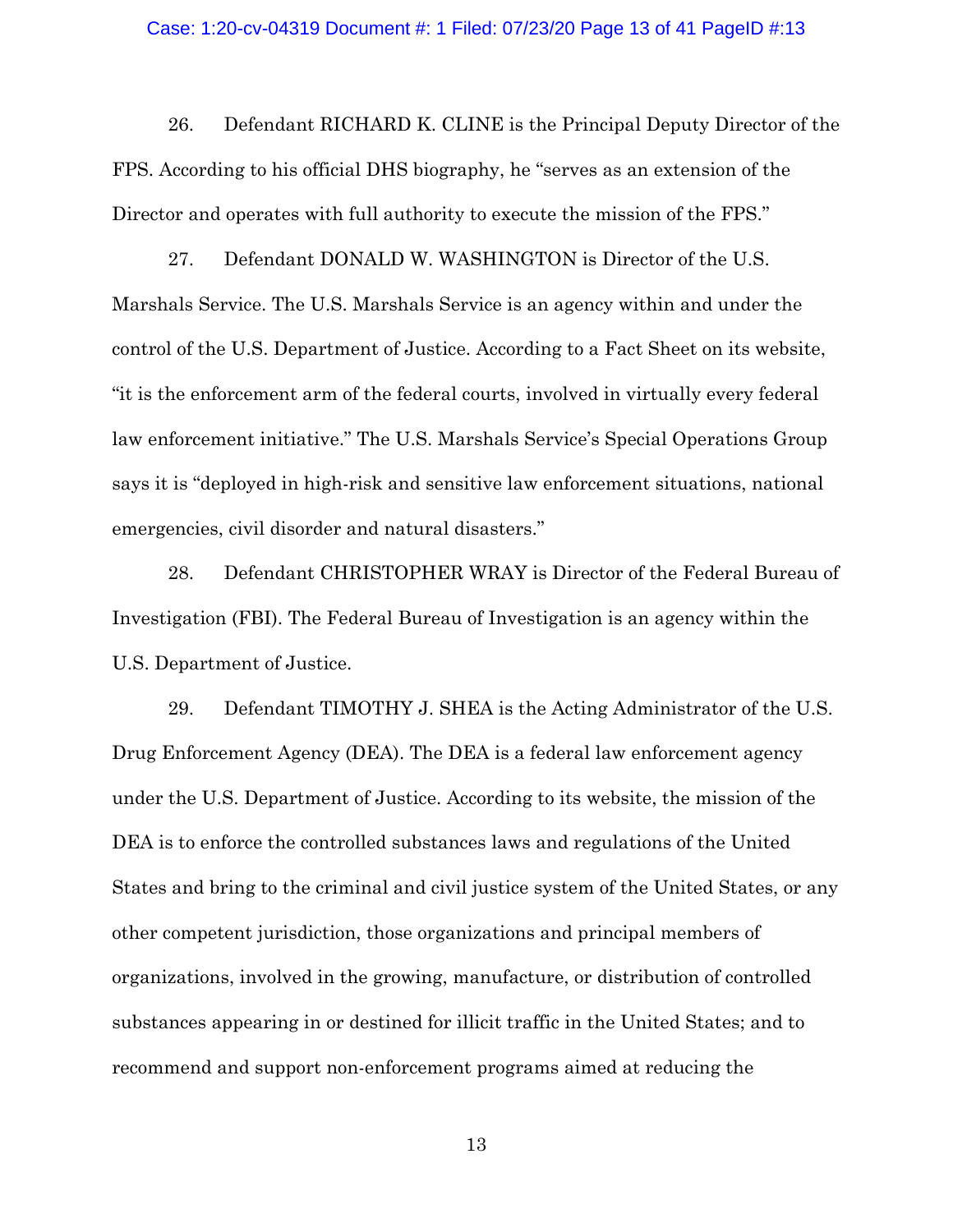26. Defendant RICHARD K. CLINE is the Principal Deputy Director of the FPS. According to his official DHS biography, he "serves as an extension of the Director and operates with full authority to execute the mission of the FPS."

27. Defendant DONALD W. WASHINGTON is Director of the U.S. Marshals Service. The U.S. Marshals Service is an agency within and under the control of the U.S. Department of Justice. According to a Fact Sheet on its website, "it is the enforcement arm of the federal courts, involved in virtually every federal law enforcement initiative." The U.S. Marshals Service's Special Operations Group says it is "deployed in high-risk and sensitive law enforcement situations, national emergencies, civil disorder and natural disasters."

28. Defendant CHRISTOPHER WRAY is Director of the Federal Bureau of Investigation (FBI). The Federal Bureau of Investigation is an agency within the U.S. Department of Justice.

29. Defendant TIMOTHY J. SHEA is the Acting Administrator of the U.S. Drug Enforcement Agency (DEA). The DEA is a federal law enforcement agency under the U.S. Department of Justice. According to its website, the mission of the DEA is to enforce the controlled substances laws and regulations of the United States and bring to the criminal and civil justice system of the United States, or any other competent jurisdiction, those organizations and principal members of organizations, involved in the growing, manufacture, or distribution of controlled substances appearing in or destined for illicit traffic in the United States; and to recommend and support non-enforcement programs aimed at reducing the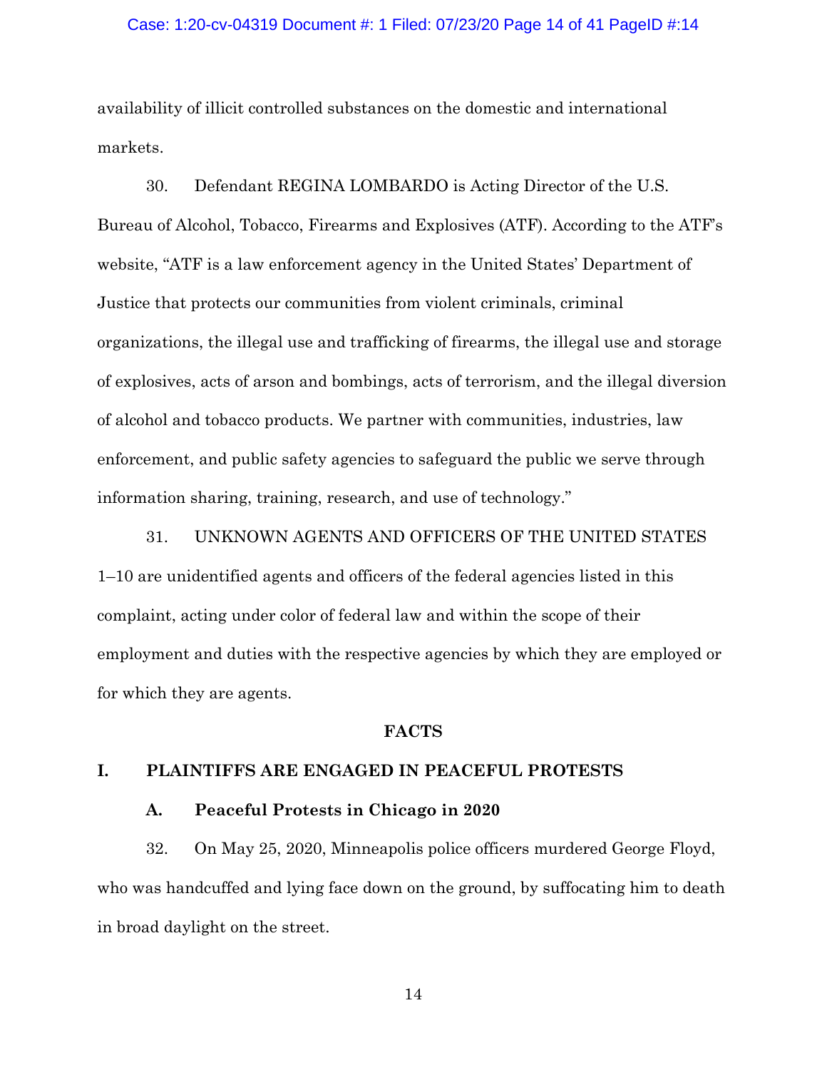availability of illicit controlled substances on the domestic and international markets.

30. Defendant REGINA LOMBARDO is Acting Director of the U.S. Bureau of Alcohol, Tobacco, Firearms and Explosives (ATF). According to the ATF's website, "ATF is a law enforcement agency in the United States' Department of Justice that protects our communities from violent criminals, criminal organizations, the illegal use and trafficking of firearms, the illegal use and storage of explosives, acts of arson and bombings, acts of terrorism, and the illegal diversion of alcohol and tobacco products. We partner with communities, industries, law enforcement, and public safety agencies to safeguard the public we serve through information sharing, training, research, and use of technology."

31. UNKNOWN AGENTS AND OFFICERS OF THE UNITED STATES 1–10 are unidentified agents and officers of the federal agencies listed in this complaint, acting under color of federal law and within the scope of their employment and duties with the respective agencies by which they are employed or for which they are agents.

## FACTS

### I. PLAINTIFFS ARE ENGAGED IN PEACEFUL PROTESTS

#### A. Peaceful Protests in Chicago in 2020

32. On May 25, 2020, Minneapolis police officers murdered George Floyd, who was handcuffed and lying face down on the ground, by suffocating him to death in broad daylight on the street.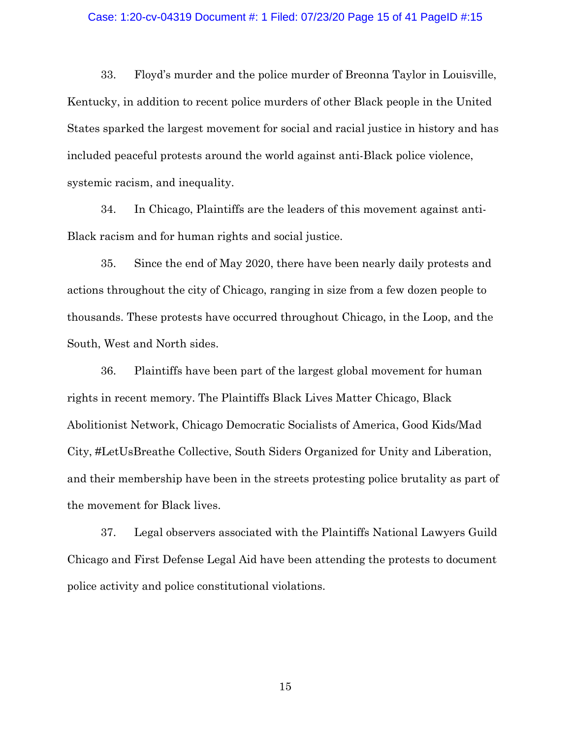33. Floyd's murder and the police murder of Breonna Taylor in Louisville, Kentucky, in addition to recent police murders of other Black people in the United States sparked the largest movement for social and racial justice in history and has included peaceful protests around the world against anti-Black police violence, systemic racism, and inequality.

34. In Chicago, Plaintiffs are the leaders of this movement against anti-Black racism and for human rights and social justice.

35. Since the end of May 2020, there have been nearly daily protests and actions throughout the city of Chicago, ranging in size from a few dozen people to thousands. These protests have occurred throughout Chicago, in the Loop, and the South, West and North sides.

36. Plaintiffs have been part of the largest global movement for human rights in recent memory. The Plaintiffs Black Lives Matter Chicago, Black Abolitionist Network, Chicago Democratic Socialists of America, Good Kids/Mad City, #LetUsBreathe Collective, South Siders Organized for Unity and Liberation, and their membership have been in the streets protesting police brutality as part of the movement for Black lives.

37. Legal observers associated with the Plaintiffs National Lawyers Guild Chicago and First Defense Legal Aid have been attending the protests to document police activity and police constitutional violations.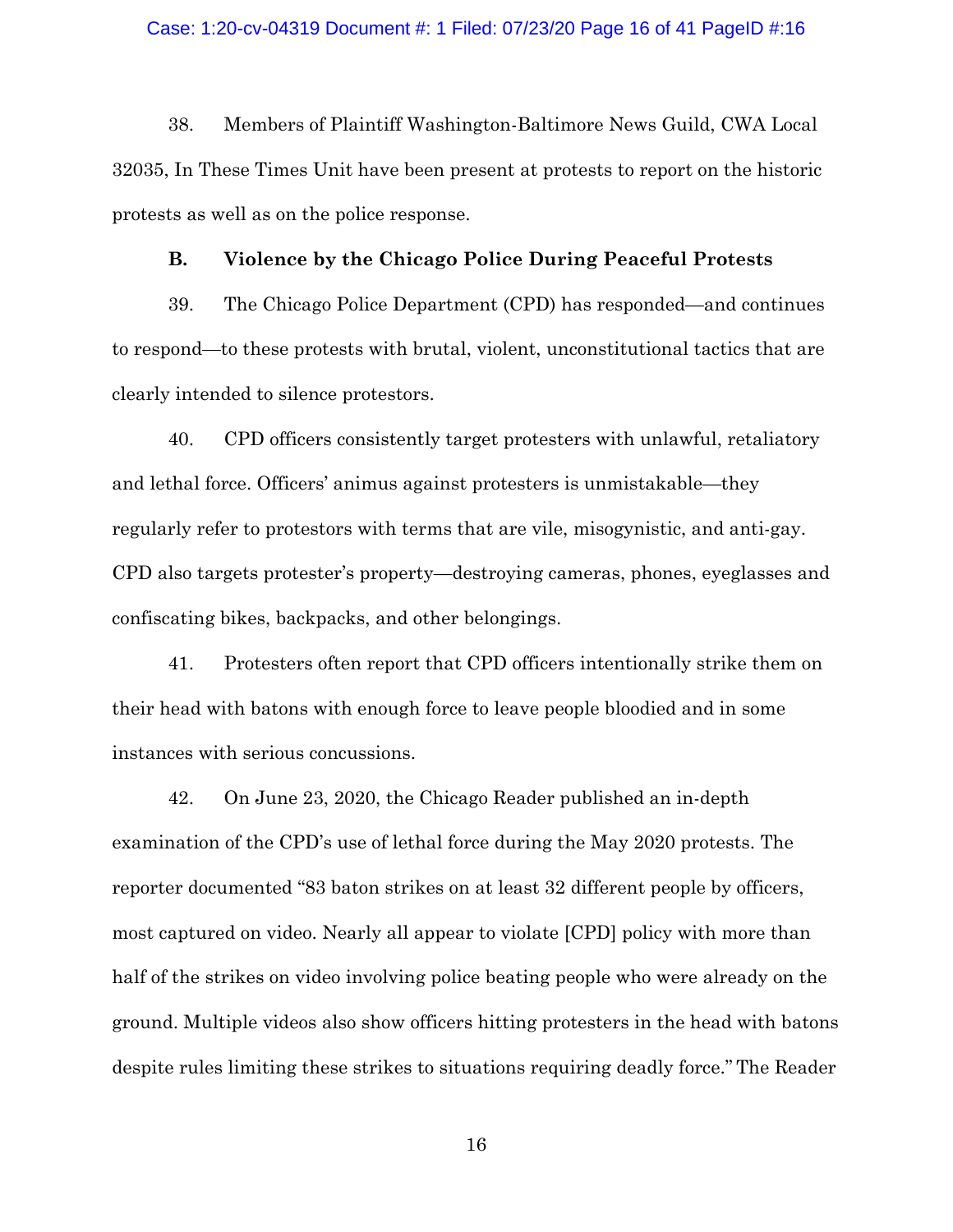38. Members of Plaintiff Washington-Baltimore News Guild, CWA Local 32035, In These Times Unit have been present at protests to report on the historic protests as well as on the police response.

### B. Violence by the Chicago Police During Peaceful Protests

39. The Chicago Police Department (CPD) has responded—and continues to respond—to these protests with brutal, violent, unconstitutional tactics that are clearly intended to silence protestors.

40. CPD officers consistently target protesters with unlawful, retaliatory and lethal force. Officers' animus against protesters is unmistakable—they regularly refer to protestors with terms that are vile, misogynistic, and anti-gay. CPD also targets protester's property—destroying cameras, phones, eyeglasses and confiscating bikes, backpacks, and other belongings.

41. Protesters often report that CPD officers intentionally strike them on their head with batons with enough force to leave people bloodied and in some instances with serious concussions.

42. On June 23, 2020, the Chicago Reader published an in-depth examination of the CPD's use of lethal force during the May 2020 protests. The reporter documented "83 baton strikes on at least 32 different people by officers, most captured on video. Nearly all appear to violate [CPD] policy with more than half of the strikes on video involving police beating people who were already on the ground. Multiple videos also show officers hitting protesters in the head with batons despite rules limiting these strikes to situations requiring deadly force." The Reader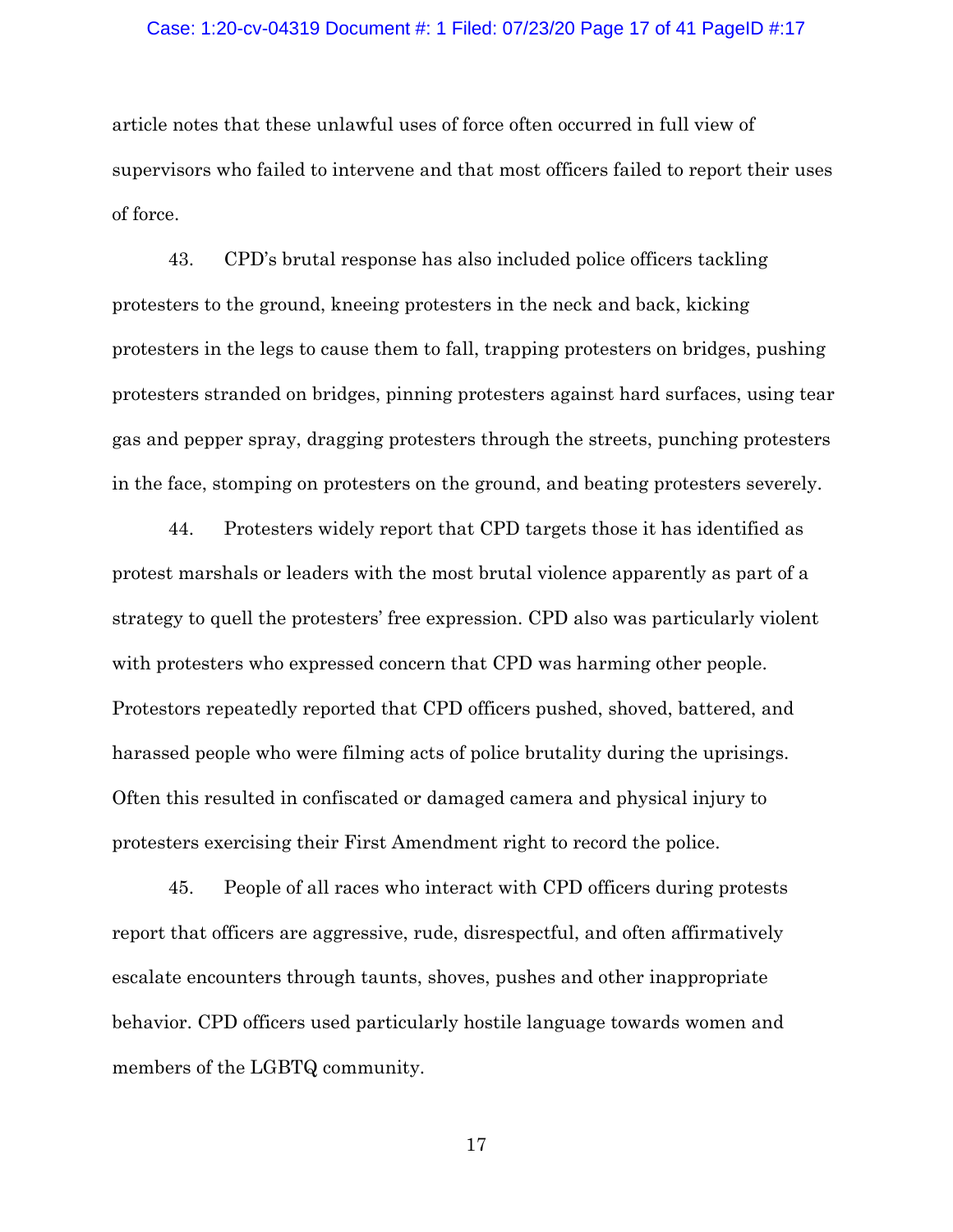article notes that these unlawful uses of force often occurred in full view of supervisors who failed to intervene and that most officers failed to report their uses of force.

43. CPD's brutal response has also included police officers tackling protesters to the ground, kneeing protesters in the neck and back, kicking protesters in the legs to cause them to fall, trapping protesters on bridges, pushing protesters stranded on bridges, pinning protesters against hard surfaces, using tear gas and pepper spray, dragging protesters through the streets, punching protesters in the face, stomping on protesters on the ground, and beating protesters severely.

44. Protesters widely report that CPD targets those it has identified as protest marshals or leaders with the most brutal violence apparently as part of a strategy to quell the protesters' free expression. CPD also was particularly violent with protesters who expressed concern that CPD was harming other people. Protestors repeatedly reported that CPD officers pushed, shoved, battered, and harassed people who were filming acts of police brutality during the uprisings. Often this resulted in confiscated or damaged camera and physical injury to protesters exercising their First Amendment right to record the police.

45. People of all races who interact with CPD officers during protests report that officers are aggressive, rude, disrespectful, and often affirmatively escalate encounters through taunts, shoves, pushes and other inappropriate behavior. CPD officers used particularly hostile language towards women and members of the LGBTQ community.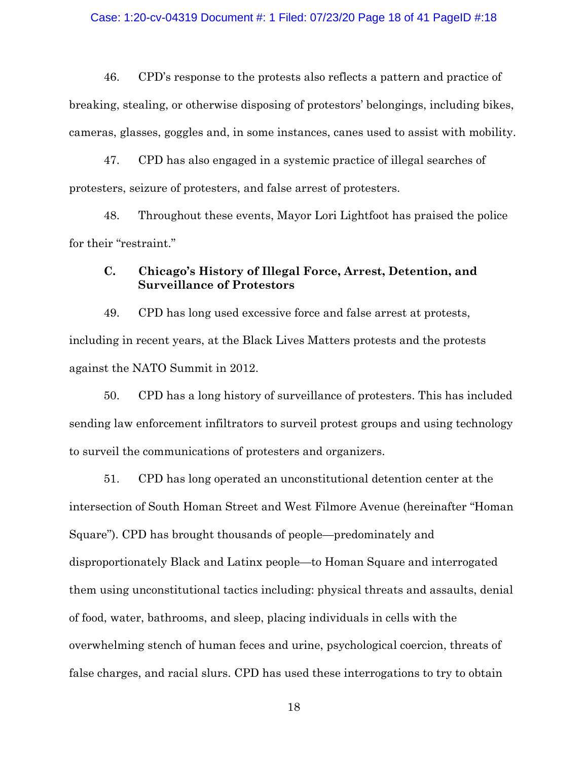46. CPD's response to the protests also reflects a pattern and practice of breaking, stealing, or otherwise disposing of protestors' belongings, including bikes, cameras, glasses, goggles and, in some instances, canes used to assist with mobility.

47. CPD has also engaged in a systemic practice of illegal searches of protesters, seizure of protesters, and false arrest of protesters.

48. Throughout these events, Mayor Lori Lightfoot has praised the police for their "restraint."

### C. Chicago's History of Illegal Force, Arrest, Detention, and Surveillance of Protestors

49. CPD has long used excessive force and false arrest at protests, including in recent years, at the Black Lives Matters protests and the protests against the NATO Summit in 2012.

50. CPD has a long history of surveillance of protesters. This has included sending law enforcement infiltrators to surveil protest groups and using technology to surveil the communications of protesters and organizers.

51. CPD has long operated an unconstitutional detention center at the intersection of South Homan Street and West Filmore Avenue (hereinafter "Homan Square"). CPD has brought thousands of people—predominately and disproportionately Black and Latinx people—to Homan Square and interrogated them using unconstitutional tactics including: physical threats and assaults, denial of food, water, bathrooms, and sleep, placing individuals in cells with the overwhelming stench of human feces and urine, psychological coercion, threats of false charges, and racial slurs. CPD has used these interrogations to try to obtain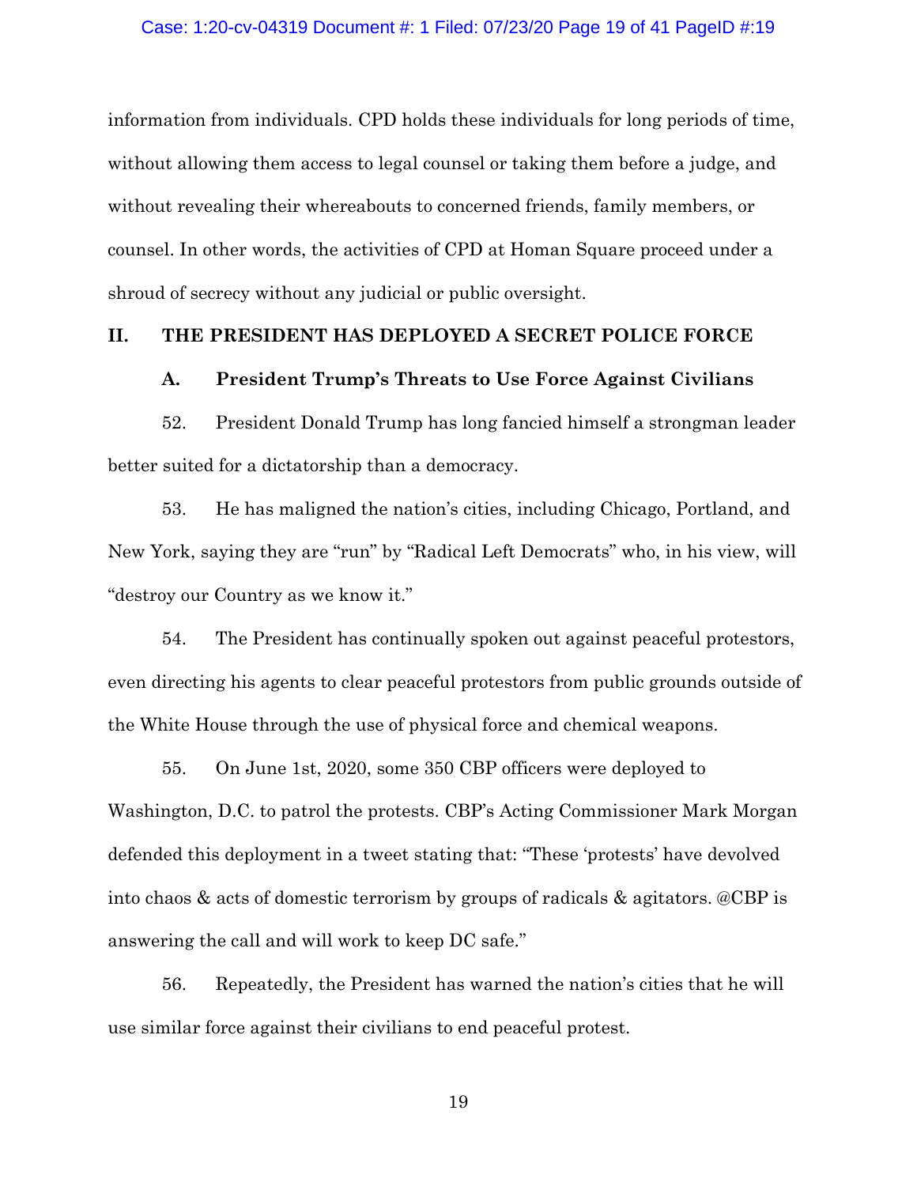information from individuals. CPD holds these individuals for long periods of time, without allowing them access to legal counsel or taking them before a judge, and without revealing their whereabouts to concerned friends, family members, or counsel. In other words, the activities of CPD at Homan Square proceed under a shroud of secrecy without any judicial or public oversight.

## II. THE PRESIDENT HAS DEPLOYED A SECRET POLICE FORCE

### A. President Trump's Threats to Use Force Against Civilians

52. President Donald Trump has long fancied himself a strongman leader better suited for a dictatorship than a democracy.

53. He has maligned the nation's cities, including Chicago, Portland, and New York, saying they are "run" by "Radical Left Democrats" who, in his view, will "destroy our Country as we know it."

54. The President has continually spoken out against peaceful protestors, even directing his agents to clear peaceful protestors from public grounds outside of the White House through the use of physical force and chemical weapons.

55. On June 1st, 2020, some 350 CBP officers were deployed to Washington, D.C. to patrol the protests. CBP's Acting Commissioner Mark Morgan defended this deployment in a tweet stating that: "These 'protests' have devolved into chaos & acts of domestic terrorism by groups of radicals & agitators. @CBP is answering the call and will work to keep DC safe."

56. Repeatedly, the President has warned the nation's cities that he will use similar force against their civilians to end peaceful protest.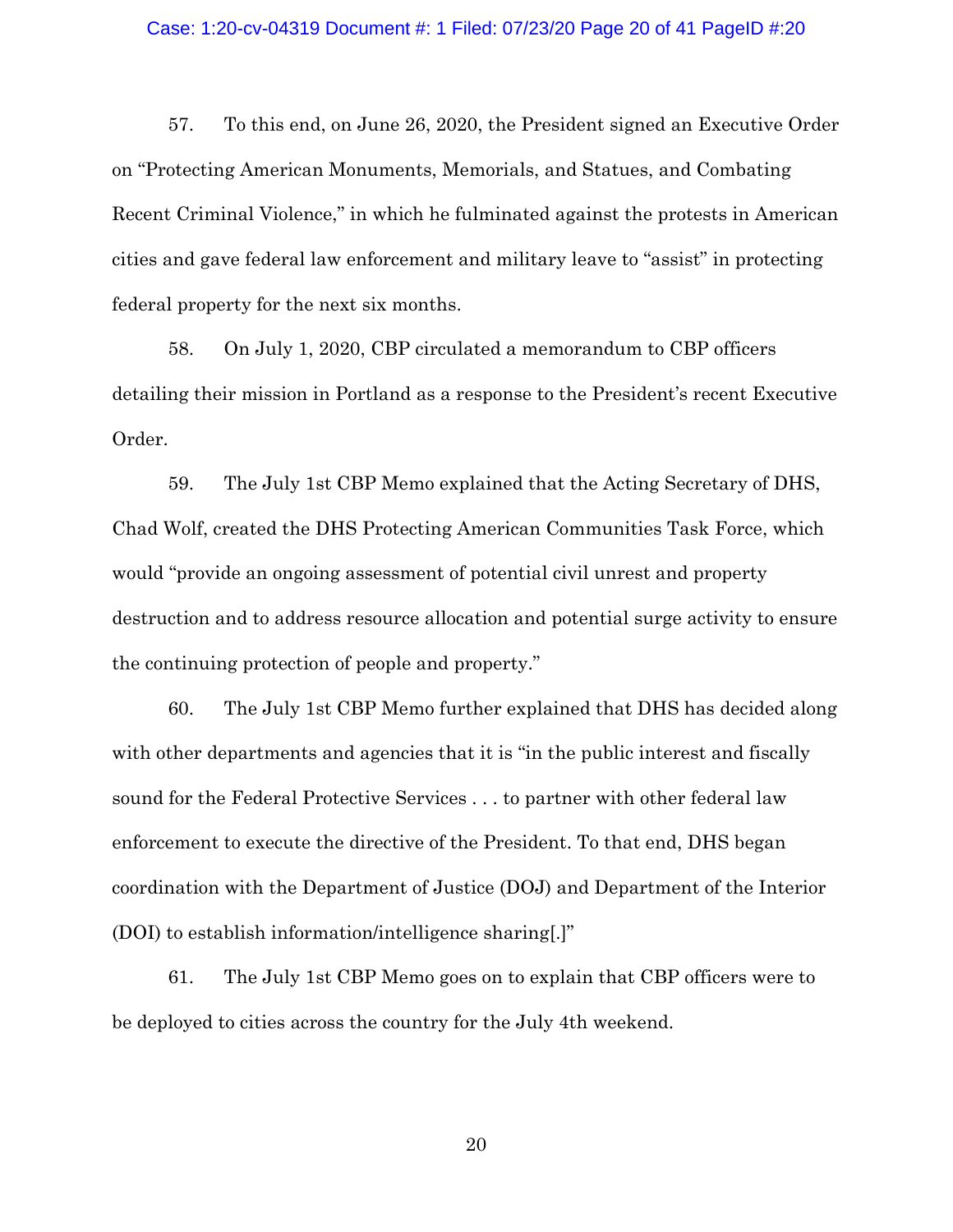57. To this end, on June 26, 2020, the President signed an Executive Order on "Protecting American Monuments, Memorials, and Statues, and Combating Recent Criminal Violence," in which he fulminated against the protests in American cities and gave federal law enforcement and military leave to "assist" in protecting federal property for the next six months.

58. On July 1, 2020, CBP circulated a memorandum to CBP officers detailing their mission in Portland as a response to the President's recent Executive Order.

59. The July 1st CBP Memo explained that the Acting Secretary of DHS, Chad Wolf, created the DHS Protecting American Communities Task Force, which would "provide an ongoing assessment of potential civil unrest and property destruction and to address resource allocation and potential surge activity to ensure the continuing protection of people and property."

60. The July 1st CBP Memo further explained that DHS has decided along with other departments and agencies that it is "in the public interest and fiscally sound for the Federal Protective Services . . . to partner with other federal law enforcement to execute the directive of the President. To that end, DHS began coordination with the Department of Justice (DOJ) and Department of the Interior (DOI) to establish information/intelligence sharing[.]"

61. The July 1st CBP Memo goes on to explain that CBP officers were to be deployed to cities across the country for the July 4th weekend.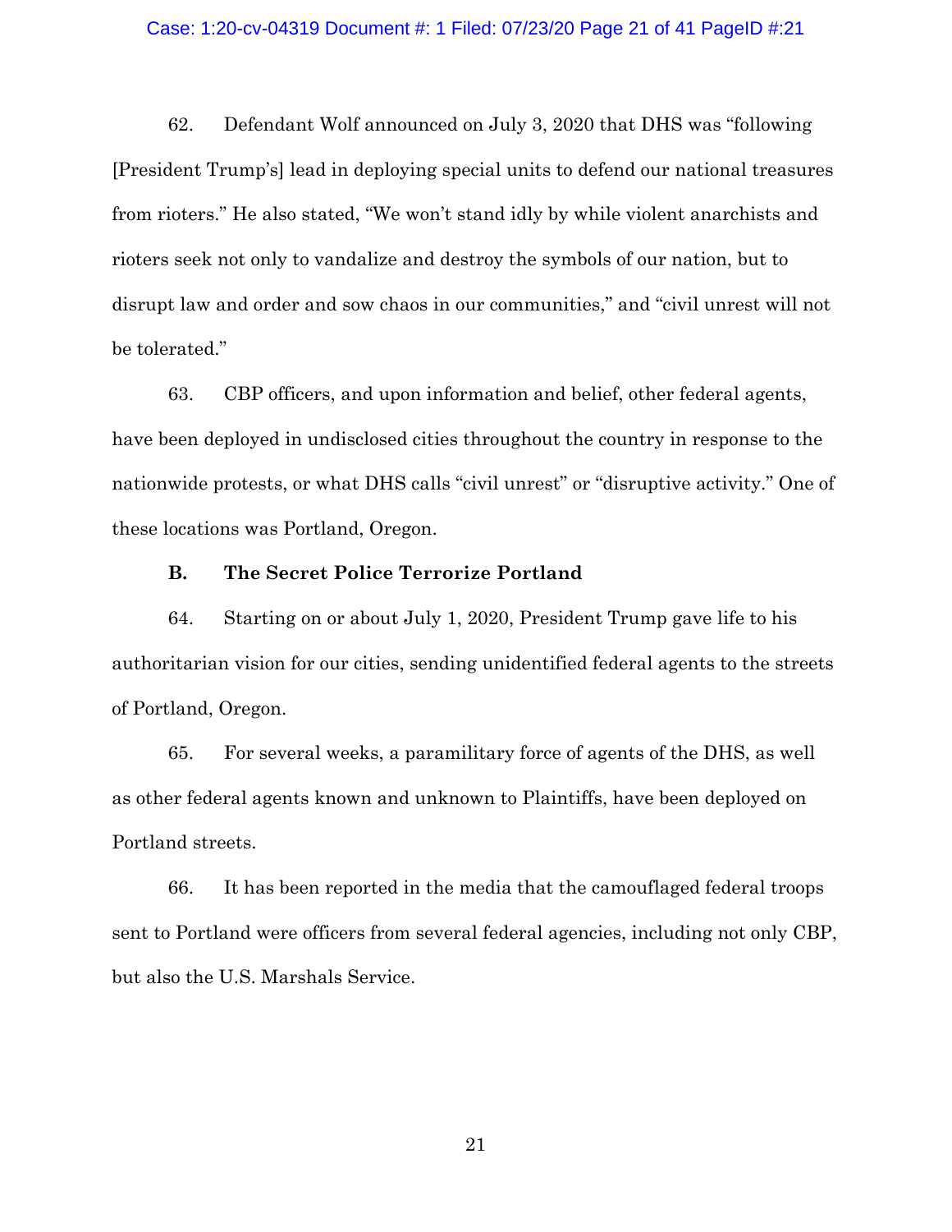62. Defendant Wolf announced on July 3, 2020 that DHS was "following [President Trump's] lead in deploying special units to defend our national treasures from rioters." He also stated, "We won't stand idly by while violent anarchists and rioters seek not only to vandalize and destroy the symbols of our nation, but to disrupt law and order and sow chaos in our communities," and "civil unrest will not be tolerated."

63. CBP officers, and upon information and belief, other federal agents, have been deployed in undisclosed cities throughout the country in response to the nationwide protests, or what DHS calls "civil unrest" or "disruptive activity." One of these locations was Portland, Oregon.

**B. The Secret Police Terrorize Portland**

64. Starting on or about July 1, 2020, President Trump gave life to his authoritarian vision for our cities, sending unidentified federal agents to the streets of Portland, Oregon.

65. For several weeks, a paramilitary force of agents of the DHS, as well as other federal agents known and unknown to Plaintiffs, have been deployed on Portland streets.

66. It has been reported in the media that the camouflaged federal troops sent to Portland were officers from several federal agencies, including not only CBP, but also the U.S. Marshals Service.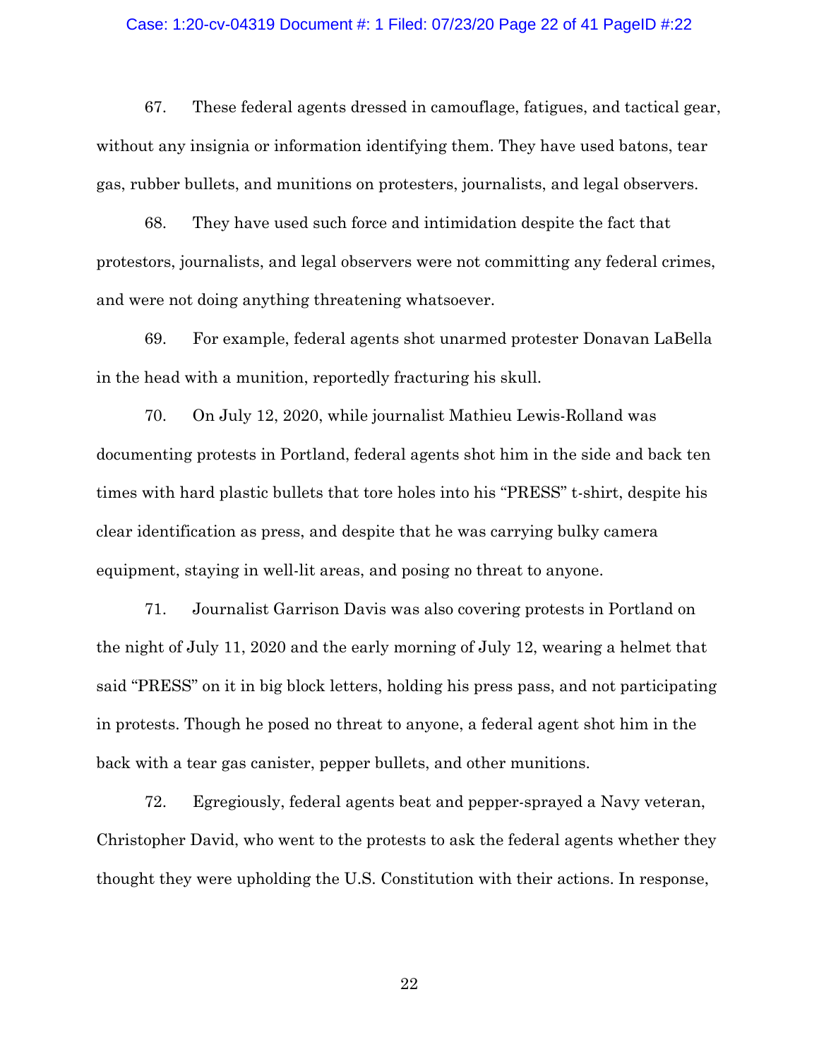67. These federal agents dressed in camouflage, fatigues, and tactical gear, without any insignia or information identifying them. They have used batons, tear gas, rubber bullets, and munitions on protesters, journalists, and legal observers.

68. They have used such force and intimidation despite the fact that protestors, journalists, and legal observers were not committing any federal crimes, and were not doing anything threatening whatsoever.

69. For example, federal agents shot unarmed protester Donavan LaBella in the head with a munition, reportedly fracturing his skull.

70. On July 12, 2020, while journalist Mathieu Lewis-Rolland was documenting protests in Portland, federal agents shot him in the side and back ten times with hard plastic bullets that tore holes into his "PRESS" t-shirt, despite his clear identification as press, and despite that he was carrying bulky camera equipment, staying in well-lit areas, and posing no threat to anyone.

71. Journalist Garrison Davis was also covering protests in Portland on the night of July 11, 2020 and the early morning of July 12, wearing a helmet that said "PRESS" on it in big block letters, holding his press pass, and not participating in protests. Though he posed no threat to anyone, a federal agent shot him in the back with a tear gas canister, pepper bullets, and other munitions.

72. Egregiously, federal agents beat and pepper-sprayed a Navy veteran, Christopher David, who went to the protests to ask the federal agents whether they thought they were upholding the U.S. Constitution with their actions. In response,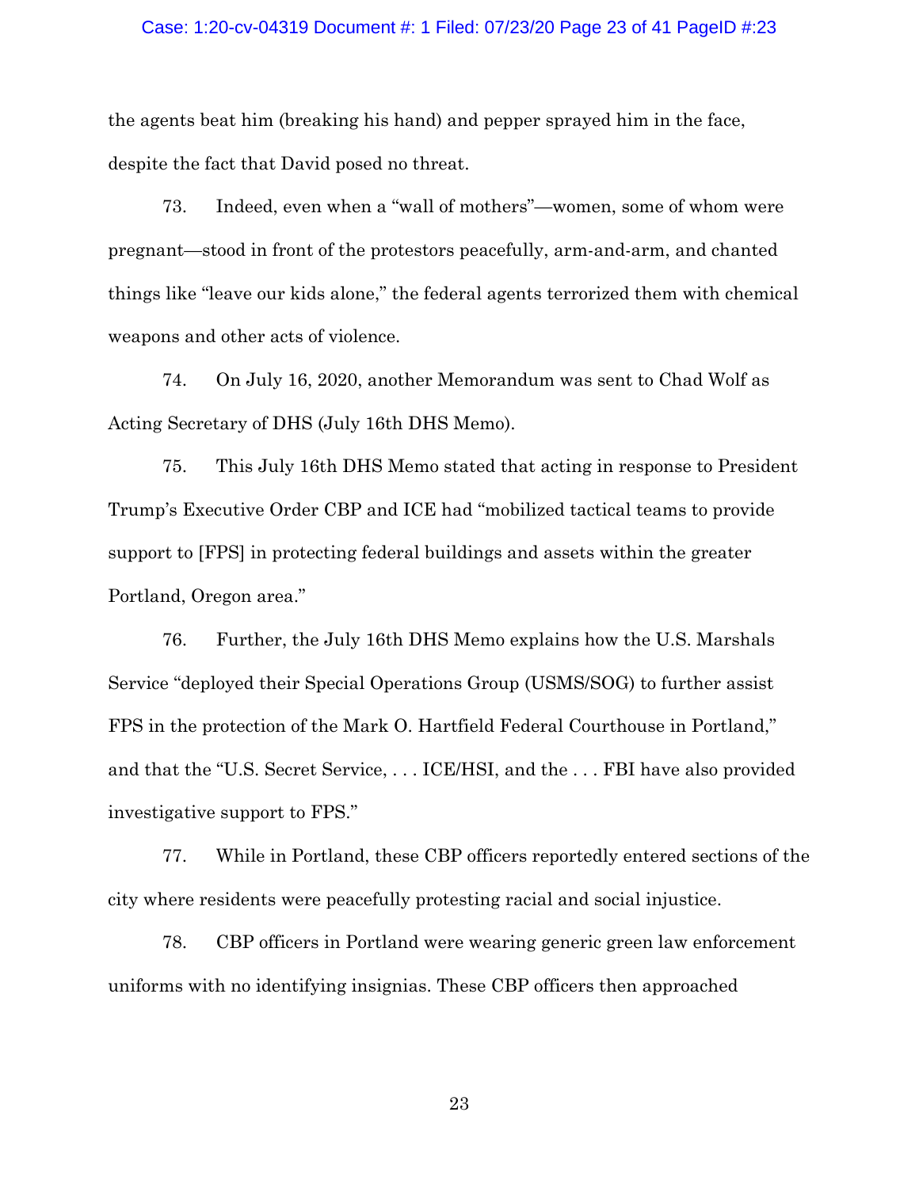the agents beat him (breaking his hand) and pepper sprayed him in the face, despite the fact that David posed no threat.

73. Indeed, even when a "wall of mothers"—women, some of whom were pregnant—stood in front of the protestors peacefully, arm-and-arm, and chanted things like "leave our kids alone," the federal agents terrorized them with chemical weapons and other acts of violence.

74. On July 16, 2020, another Memorandum was sent to Chad Wolf as Acting Secretary of DHS (July 16th DHS Memo).

75. This July 16th DHS Memo stated that acting in response to President Trump's Executive Order CBP and ICE had "mobilized tactical teams to provide support to [FPS] in protecting federal buildings and assets within the greater Portland, Oregon area."

76. Further, the July 16th DHS Memo explains how the U.S. Marshals Service "deployed their Special Operations Group (USMS/SOG) to further assist FPS in the protection of the Mark O. Hartfield Federal Courthouse in Portland," and that the "U.S. Secret Service, . . . ICE/HSI, and the . . . FBI have also provided investigative support to FPS."

77. While in Portland, these CBP officers reportedly entered sections of the city where residents were peacefully protesting racial and social injustice.

78. CBP officers in Portland were wearing generic green law enforcement uniforms with no identifying insignias. These CBP officers then approached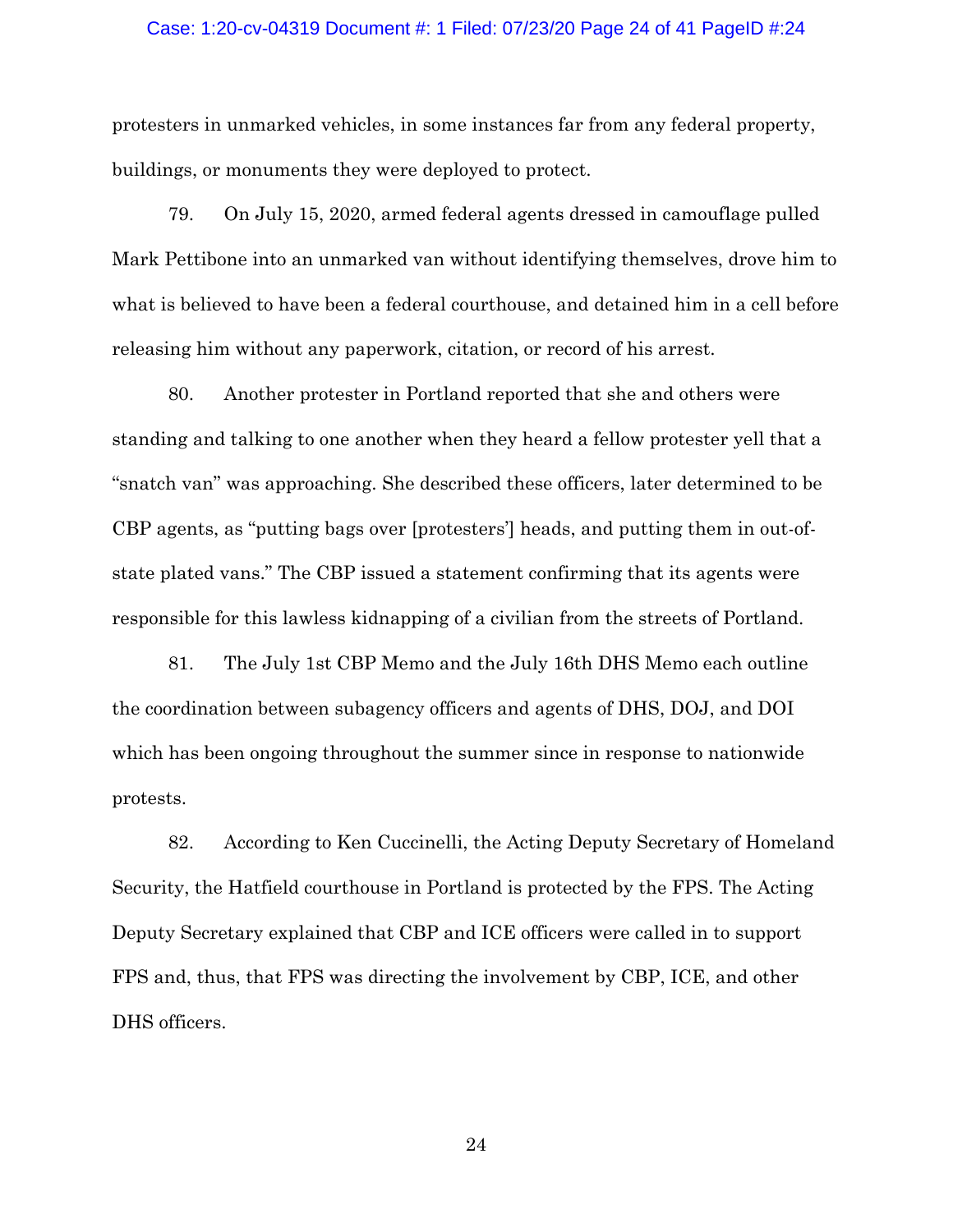protesters in unmarked vehicles, in some instances far from any federal property, buildings, or monuments they were deployed to protect.

79. On July 15, 2020, armed federal agents dressed in camouflage pulled Mark Pettibone into an unmarked van without identifying themselves, drove him to what is believed to have been a federal courthouse, and detained him in a cell before releasing him without any paperwork, citation, or record of his arrest.

80. Another protester in Portland reported that she and others were standing and talking to one another when they heard a fellow protester yell that a "snatch van" was approaching. She described these officers, later determined to be CBP agents, as "putting bags over [protesters'] heads, and putting them in out-of-state plated vans." The CBP issued a statement confirming that its agents were responsible for this lawless kidnapping of a civilian from the streets of Portland.

81. The July 1st CBP Memo and the July 16th DHS Memo each outline the coordination between subagency officers and agents of DHS, DOJ, and DOI which has been ongoing throughout the summer since in response to nationwide protests.

82. According to Ken Cuccinelli, the Acting Deputy Secretary of Homeland Security, the Hatfield courthouse in Portland is protected by the FPS. The Acting Deputy Secretary explained that CBP and ICE officers were called in to support FPS and, thus, that FPS was directing the involvement by CBP, ICE, and other DHS officers.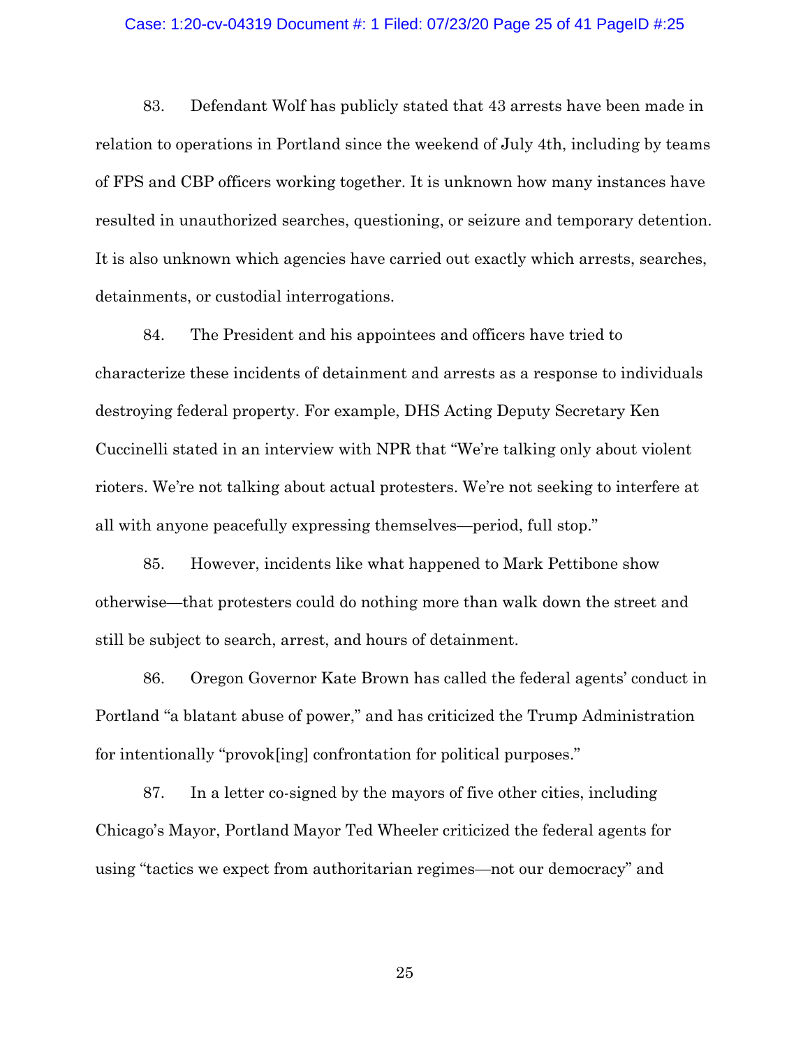83. Defendant Wolf has publicly stated that 43 arrests have been made in relation to operations in Portland since the weekend of July 4th, including by teams of FPS and CBP officers working together. It is unknown how many instances have resulted in unauthorized searches, questioning, or seizure and temporary detention. It is also unknown which agencies have carried out exactly which arrests, searches, detainments, or custodial interrogations.

84. The President and his appointees and officers have tried to characterize these incidents of detainment and arrests as a response to individuals destroying federal property. For example, DHS Acting Deputy Secretary Ken Cuccinelli stated in an interview with NPR that "We're talking only about violent rioters. We're not talking about actual protesters. We're not seeking to interfere at all with anyone peacefully expressing themselves—period, full stop."

85. However, incidents like what happened to Mark Pettibone show otherwise—that protesters could do nothing more than walk down the street and still be subject to search, arrest, and hours of detainment.

86. Oregon Governor Kate Brown has called the federal agents' conduct in Portland "a blatant abuse of power," and has criticized the Trump Administration for intentionally "provok[ing] confrontation for political purposes."

87. In a letter co-signed by the mayors of five other cities, including Chicago's Mayor, Portland Mayor Ted Wheeler criticized the federal agents for using "tactics we expect from authoritarian regimes—not our democracy" and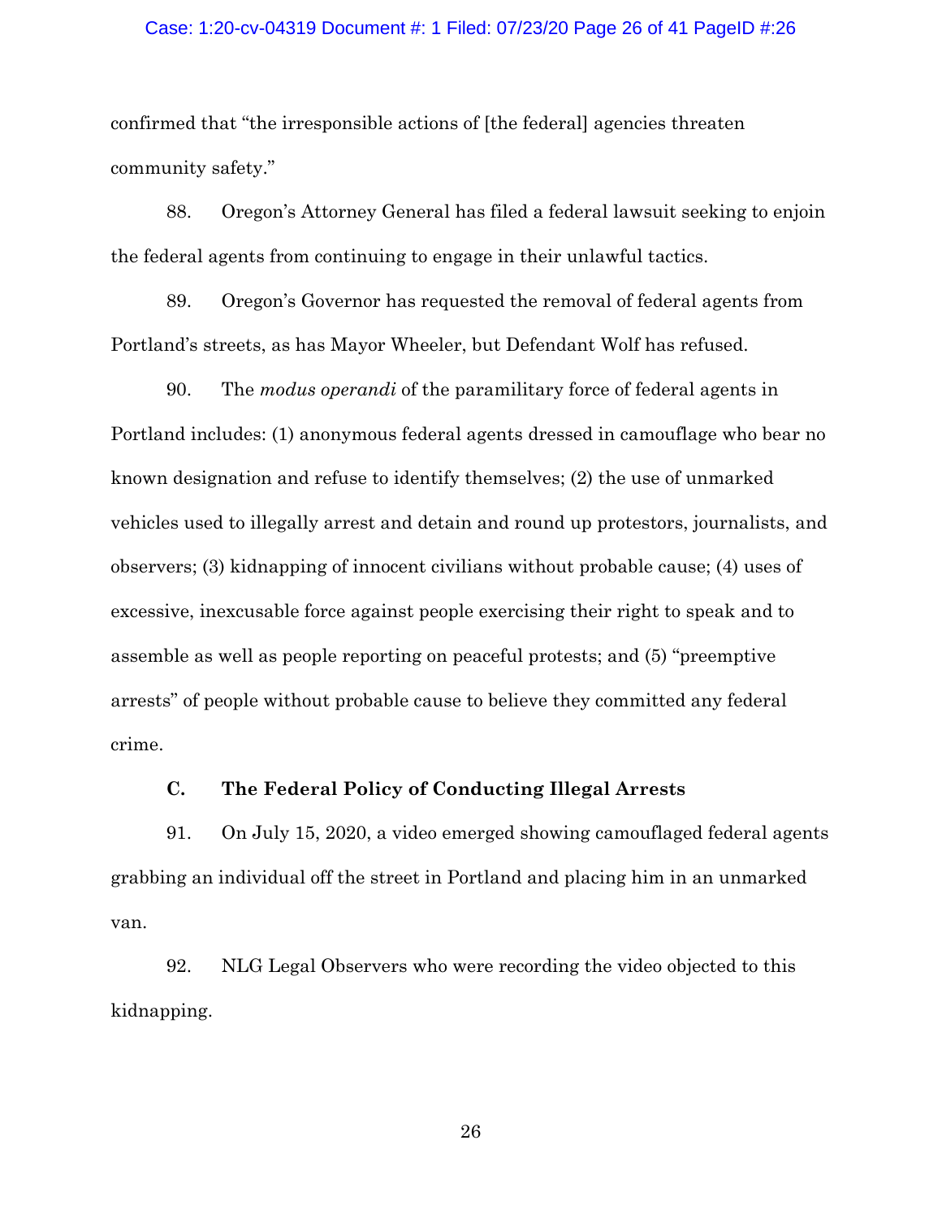confirmed that "the irresponsible actions of [the federal] agencies threaten community safety."

88. Oregon's Attorney General has filed a federal lawsuit seeking to enjoin the federal agents from continuing to engage in their unlawful tactics.

89. Oregon's Governor has requested the removal of federal agents from Portland's streets, as has Mayor Wheeler, but Defendant Wolf has refused.

90. The *modus operandi* of the paramilitary force of federal agents in Portland includes: (1) anonymous federal agents dressed in camouflage who bear no known designation and refuse to identify themselves; (2) the use of unmarked vehicles used to illegally arrest and detain and round up protestors, journalists, and observers; (3) kidnapping of innocent civilians without probable cause; (4) uses of excessive, inexcusable force against people exercising their right to speak and to assemble as well as people reporting on peaceful protests; and (5) "preemptive arrests" of people without probable cause to believe they committed any federal crime.

### C. The Federal Policy of Conducting Illegal Arrests

91. On July 15, 2020, a video emerged showing camouflaged federal agents grabbing an individual off the street in Portland and placing him in an unmarked van.

92. NLG Legal Observers who were recording the video objected to this kidnapping.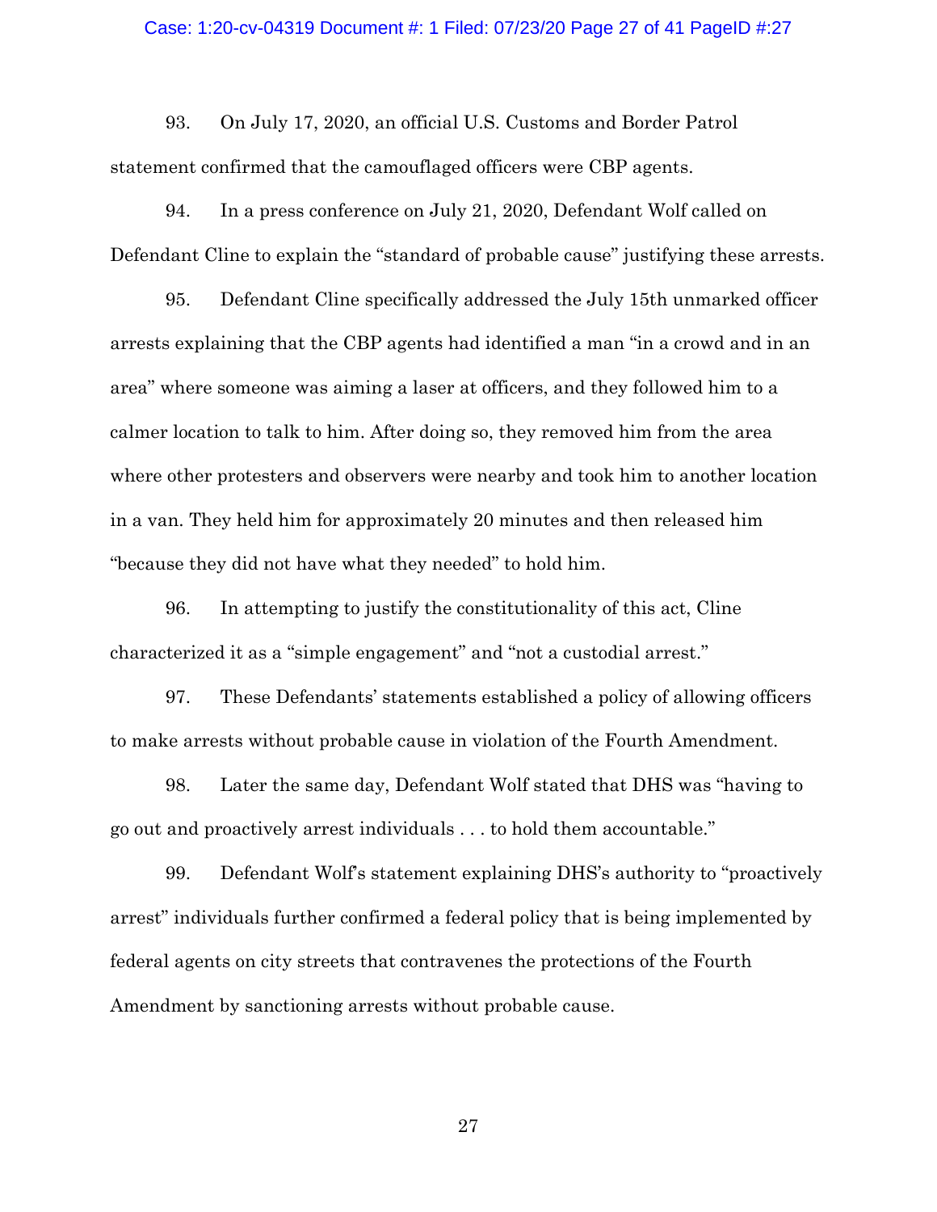93. On July 17, 2020, an official U.S. Customs and Border Patrol statement confirmed that the camouflaged officers were CBP agents.

94. In a press conference on July 21, 2020, Defendant Wolf called on Defendant Cline to explain the "standard of probable cause" justifying these arrests.

95. Defendant Cline specifically addressed the July 15th unmarked officer arrests explaining that the CBP agents had identified a man "in a crowd and in an area" where someone was aiming a laser at officers, and they followed him to a calmer location to talk to him. After doing so, they removed him from the area where other protesters and observers were nearby and took him to another location in a van. They held him for approximately 20 minutes and then released him "because they did not have what they needed" to hold him.

96. In attempting to justify the constitutionality of this act, Cline characterized it as a "simple engagement" and "not a custodial arrest."

97. These Defendants' statements established a policy of allowing officers to make arrests without probable cause in violation of the Fourth Amendment.

98. Later the same day, Defendant Wolf stated that DHS was "having to go out and proactively arrest individuals . . . to hold them accountable."

99. Defendant Wolf's statement explaining DHS's authority to "proactively arrest" individuals further confirmed a federal policy that is being implemented by federal agents on city streets that contravenes the protections of the Fourth Amendment by sanctioning arrests without probable cause.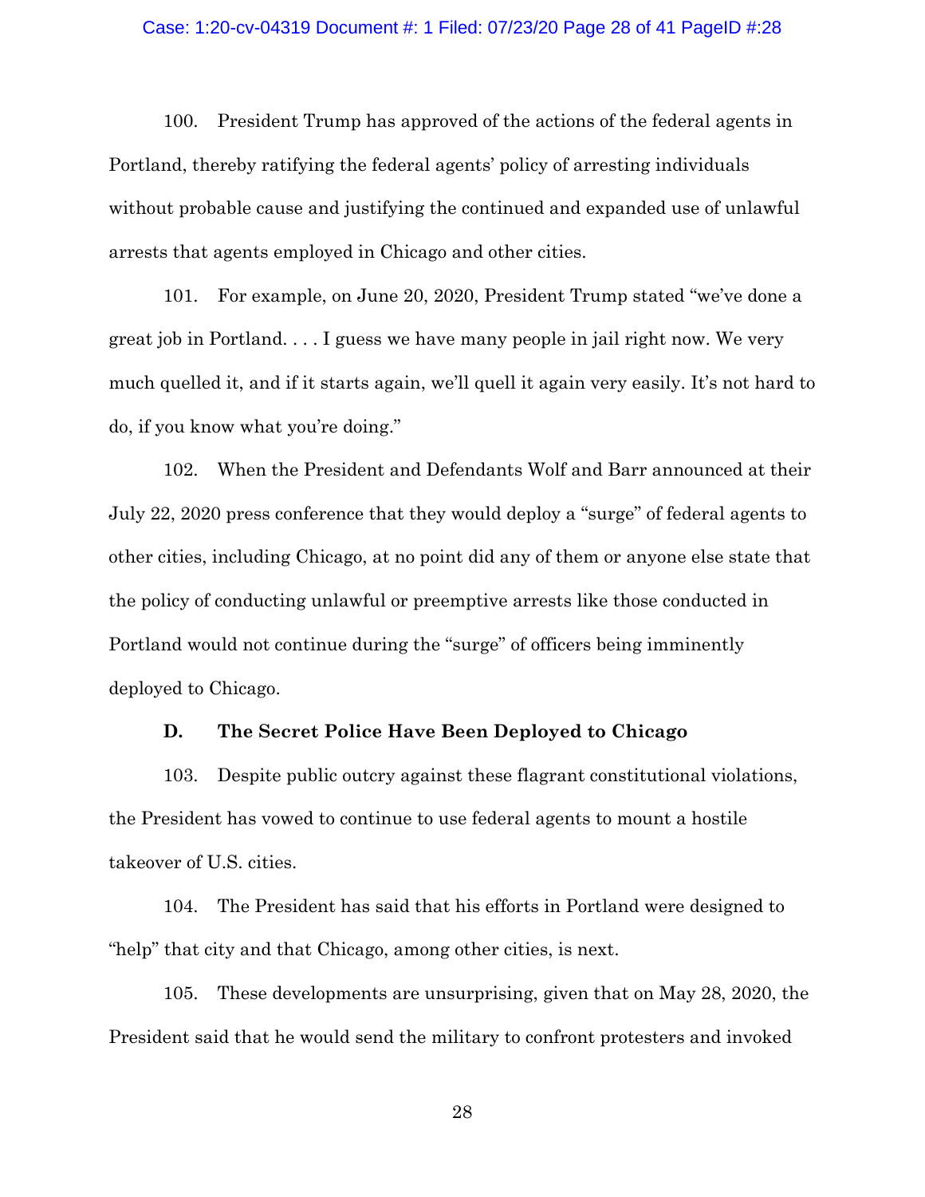100. President Trump has approved of the actions of the federal agents in Portland, thereby ratifying the federal agents' policy of arresting individuals without probable cause and justifying the continued and expanded use of unlawful arrests that agents employed in Chicago and other cities.

101. For example, on June 20, 2020, President Trump stated "we've done a great job in Portland. . . . I guess we have many people in jail right now. We very much quelled it, and if it starts again, we'll quell it again very easily. It's not hard to do, if you know what you're doing."

102. When the President and Defendants Wolf and Barr announced at their July 22, 2020 press conference that they would deploy a "surge" of federal agents to other cities, including Chicago, at no point did any of them or anyone else state that the policy of conducting unlawful or preemptive arrests like those conducted in Portland would not continue during the "surge" of officers being imminently deployed to Chicago.

### D. The Secret Police Have Been Deployed to Chicago

103. Despite public outcry against these flagrant constitutional violations, the President has vowed to continue to use federal agents to mount a hostile takeover of U.S. cities.

104. The President has said that his efforts in Portland were designed to "help" that city and that Chicago, among other cities, is next.

105. These developments are unsurprising, given that on May 28, 2020, the President said that he would send the military to confront protesters and invoked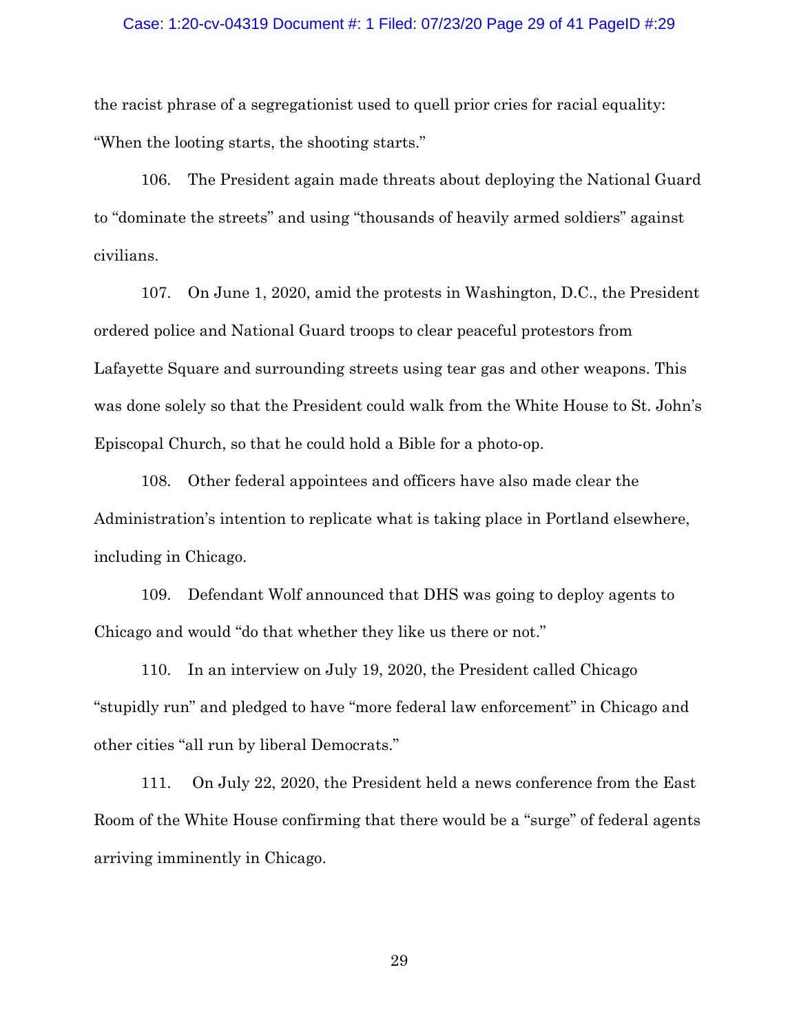the racist phrase of a segregationist used to quell prior cries for racial equality: "When the looting starts, the shooting starts."

106. The President again made threats about deploying the National Guard to "dominate the streets" and using "thousands of heavily armed soldiers" against civilians.

107. On June 1, 2020, amid the protests in Washington, D.C., the President ordered police and National Guard troops to clear peaceful protestors from Lafayette Square and surrounding streets using tear gas and other weapons. This was done solely so that the President could walk from the White House to St. John's Episcopal Church, so that he could hold a Bible for a photo-op.

108. Other federal appointees and officers have also made clear the Administration's intention to replicate what is taking place in Portland elsewhere, including in Chicago.

109. Defendant Wolf announced that DHS was going to deploy agents to Chicago and would "do that whether they like us there or not."

110. In an interview on July 19, 2020, the President called Chicago "stupidly run" and pledged to have "more federal law enforcement" in Chicago and other cities "all run by liberal Democrats."

111. On July 22, 2020, the President held a news conference from the East Room of the White House confirming that there would be a "surge" of federal agents arriving imminently in Chicago.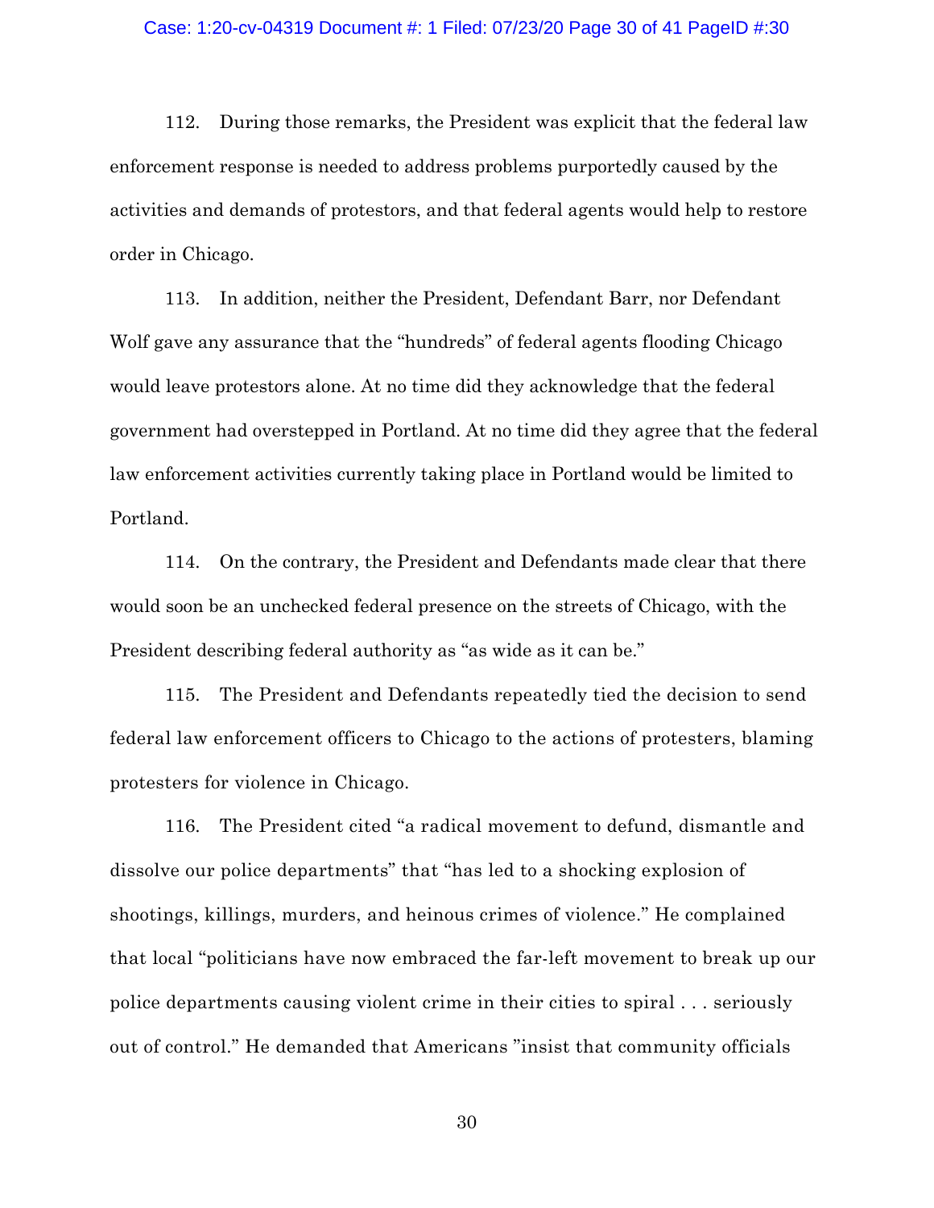112. During those remarks, the President was explicit that the federal law enforcement response is needed to address problems purportedly caused by the activities and demands of protestors, and that federal agents would help to restore order in Chicago.

113. In addition, neither the President, Defendant Barr, nor Defendant Wolf gave any assurance that the "hundreds" of federal agents flooding Chicago would leave protestors alone. At no time did they acknowledge that the federal government had overstepped in Portland. At no time did they agree that the federal law enforcement activities currently taking place in Portland would be limited to Portland.

114. On the contrary, the President and Defendants made clear that there would soon be an unchecked federal presence on the streets of Chicago, with the President describing federal authority as "as wide as it can be."

115. The President and Defendants repeatedly tied the decision to send federal law enforcement officers to Chicago to the actions of protesters, blaming protesters for violence in Chicago.

116. The President cited "a radical movement to defund, dismantle and dissolve our police departments" that "has led to a shocking explosion of shootings, killings, murders, and heinous crimes of violence." He complained that local "politicians have now embraced the far-left movement to break up our police departments causing violent crime in their cities to spiral . . . seriously out of control." He demanded that Americans "insist that community officials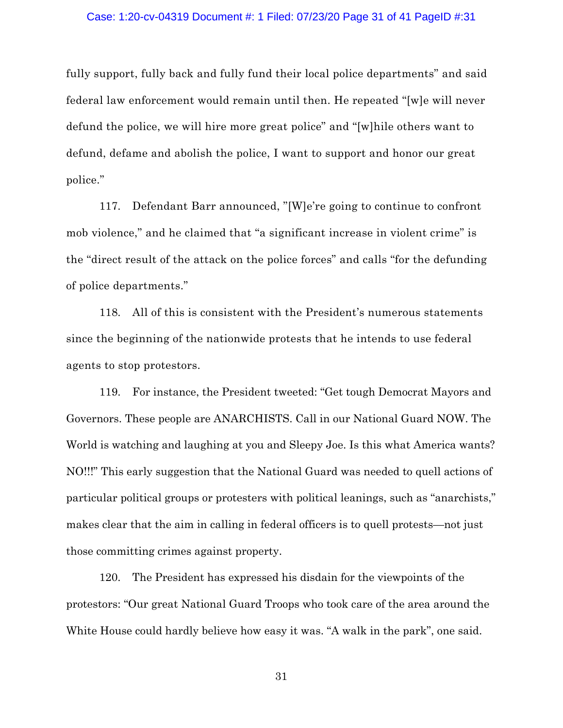fully support, fully back and fully fund their local police departments" and said federal law enforcement would remain until then. He repeated "[w]e will never defund the police, we will hire more great police" and "[w]hile others want to defund, defame and abolish the police, I want to support and honor our great police."

117. Defendant Barr announced, "[W]e're going to continue to confront mob violence," and he claimed that "a significant increase in violent crime" is the "direct result of the attack on the police forces" and calls "for the defunding of police departments."

118. All of this is consistent with the President's numerous statements since the beginning of the nationwide protests that he intends to use federal agents to stop protestors.

119. For instance, the President tweeted: "Get tough Democrat Mayors and Governors. These people are ANARCHISTS. Call in our National Guard NOW. The World is watching and laughing at you and Sleepy Joe. Is this what America wants? NO!!!" This early suggestion that the National Guard was needed to quell actions of particular political groups or protesters with political leanings, such as "anarchists," makes clear that the aim in calling in federal officers is to quell protests—not just those committing crimes against property.

120. The President has expressed his disdain for the viewpoints of the protestors: "Our great National Guard Troops who took care of the area around the White House could hardly believe how easy it was. "A walk in the park", one said.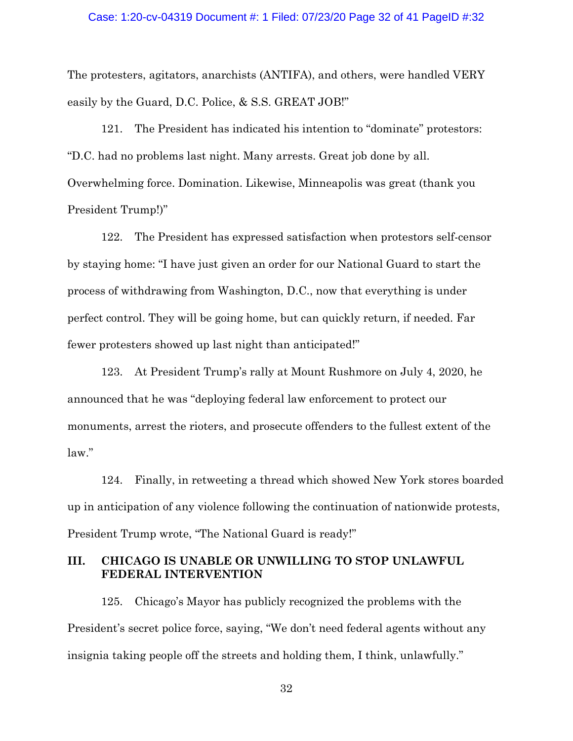The protesters, agitators, anarchists (ANTIFA), and others, were handled VERY easily by the Guard, D.C. Police, & S.S. GREAT JOB!"

121. The President has indicated his intention to "dominate" protestors: "D.C. had no problems last night. Many arrests. Great job done by all. Overwhelming force. Domination. Likewise, Minneapolis was great (thank you President Trump!)"

122. The President has expressed satisfaction when protestors self-censor by staying home: "I have just given an order for our National Guard to start the process of withdrawing from Washington, D.C., now that everything is under perfect control. They will be going home, but can quickly return, if needed. Far fewer protesters showed up last night than anticipated!"

123. At President Trump's rally at Mount Rushmore on July 4, 2020, he announced that he was "deploying federal law enforcement to protect our monuments, arrest the rioters, and prosecute offenders to the fullest extent of the law."

124. Finally, in retweeting a thread which showed New York stores boarded up in anticipation of any violence following the continuation of nationwide protests, President Trump wrote, "The National Guard is ready!"

## III. CHICAGO IS UNABLE OR UNWILLING TO STOP UNLAWFUL FEDERAL INTERVENTION

125. Chicago's Mayor has publicly recognized the problems with the President's secret police force, saying, "We don't need federal agents without any insignia taking people off the streets and holding them, I think, unlawfully."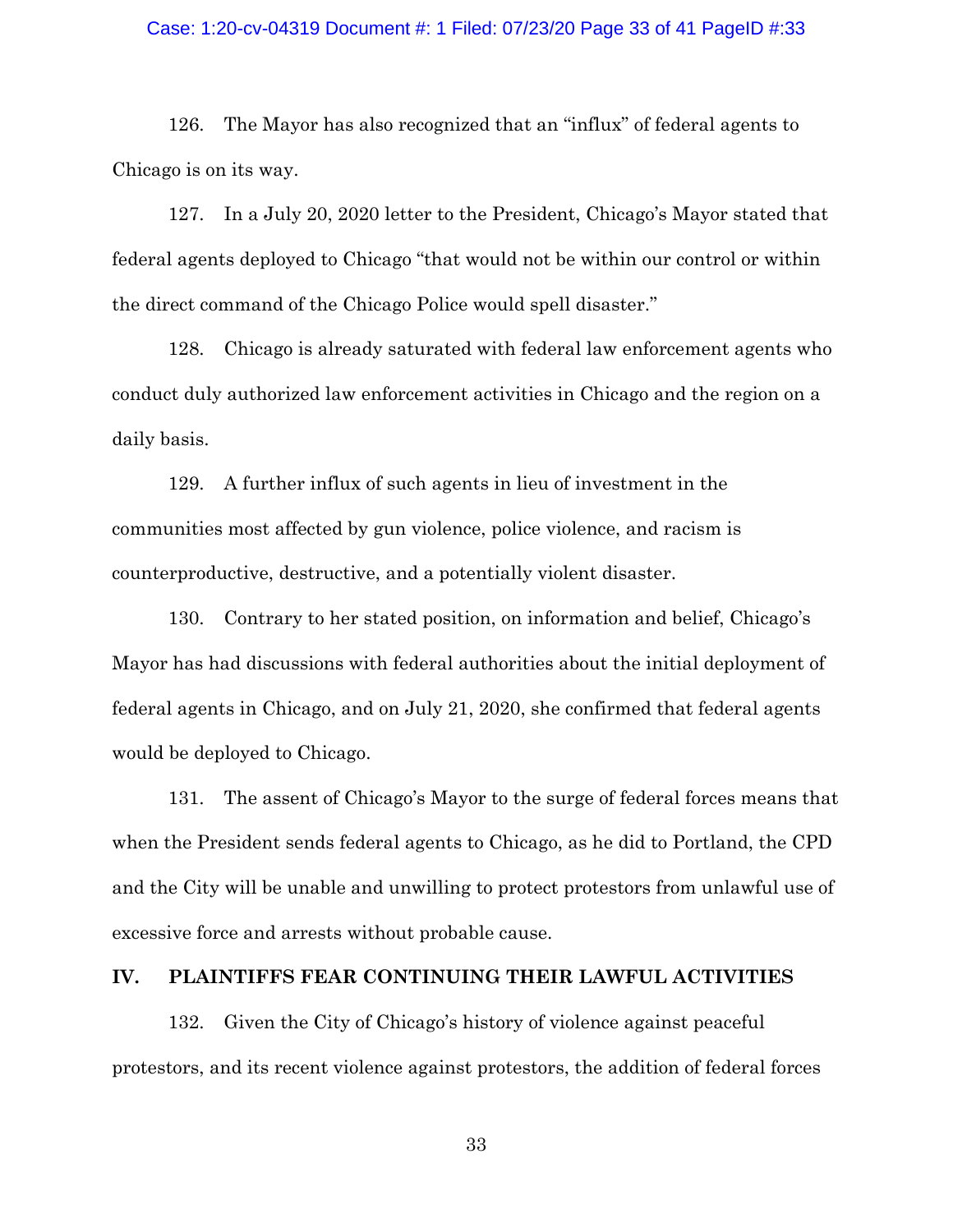126. The Mayor has also recognized that an "influx" of federal agents to Chicago is on its way.

127. In a July 20, 2020 letter to the President, Chicago's Mayor stated that federal agents deployed to Chicago "that would not be within our control or within the direct command of the Chicago Police would spell disaster."

128. Chicago is already saturated with federal law enforcement agents who conduct duly authorized law enforcement activities in Chicago and the region on a daily basis.

129. A further influx of such agents in lieu of investment in the communities most affected by gun violence, police violence, and racism is counterproductive, destructive, and a potentially violent disaster.

130. Contrary to her stated position, on information and belief, Chicago's Mayor has had discussions with federal authorities about the initial deployment of federal agents in Chicago, and on July 21, 2020, she confirmed that federal agents would be deployed to Chicago.

131. The assent of Chicago's Mayor to the surge of federal forces means that when the President sends federal agents to Chicago, as he did to Portland, the CPD and the City will be unable and unwilling to protect protestors from unlawful use of excessive force and arrests without probable cause.

## IV. PLAINTIFFS FEAR CONTINUING THEIR LAWFUL ACTIVITIES

132. Given the City of Chicago's history of violence against peaceful protestors, and its recent violence against protestors, the addition of federal forces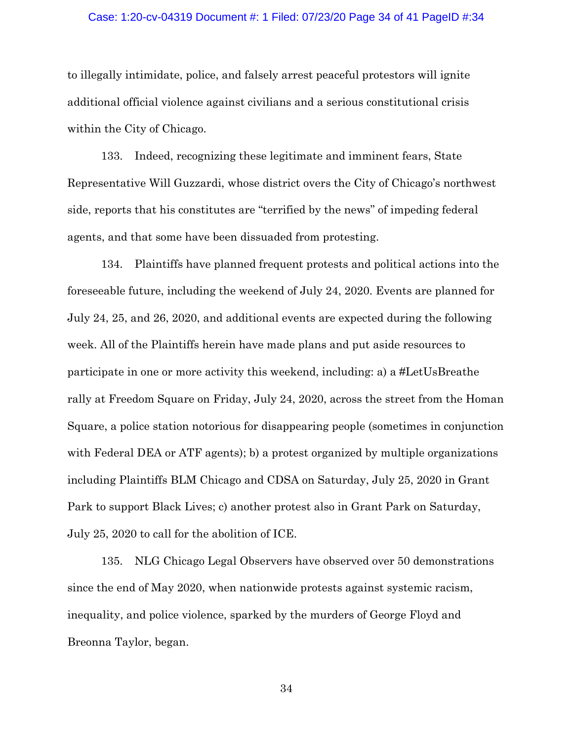to illegally intimidate, police, and falsely arrest peaceful protestors will ignite additional official violence against civilians and a serious constitutional crisis within the City of Chicago.

133. Indeed, recognizing these legitimate and imminent fears, State Representative Will Guzzardi, whose district overs the City of Chicago's northwest side, reports that his constitutes are "terrified by the news" of impeding federal agents, and that some have been dissuaded from protesting.

134. Plaintiffs have planned frequent protests and political actions into the foreseeable future, including the weekend of July 24, 2020. Events are planned for July 24, 25, and 26, 2020, and additional events are expected during the following week. All of the Plaintiffs herein have made plans and put aside resources to participate in one or more activity this weekend, including: a) a #LetUsBreathe rally at Freedom Square on Friday, July 24, 2020, across the street from the Homan Square, a police station notorious for disappearing people (sometimes in conjunction with Federal DEA or ATF agents); b) a protest organized by multiple organizations including Plaintiffs BLM Chicago and CDSA on Saturday, July 25, 2020 in Grant Park to support Black Lives; c) another protest also in Grant Park on Saturday, July 25, 2020 to call for the abolition of ICE.

135. NLG Chicago Legal Observers have observed over 50 demonstrations since the end of May 2020, when nationwide protests against systemic racism, inequality, and police violence, sparked by the murders of George Floyd and Breonna Taylor, began.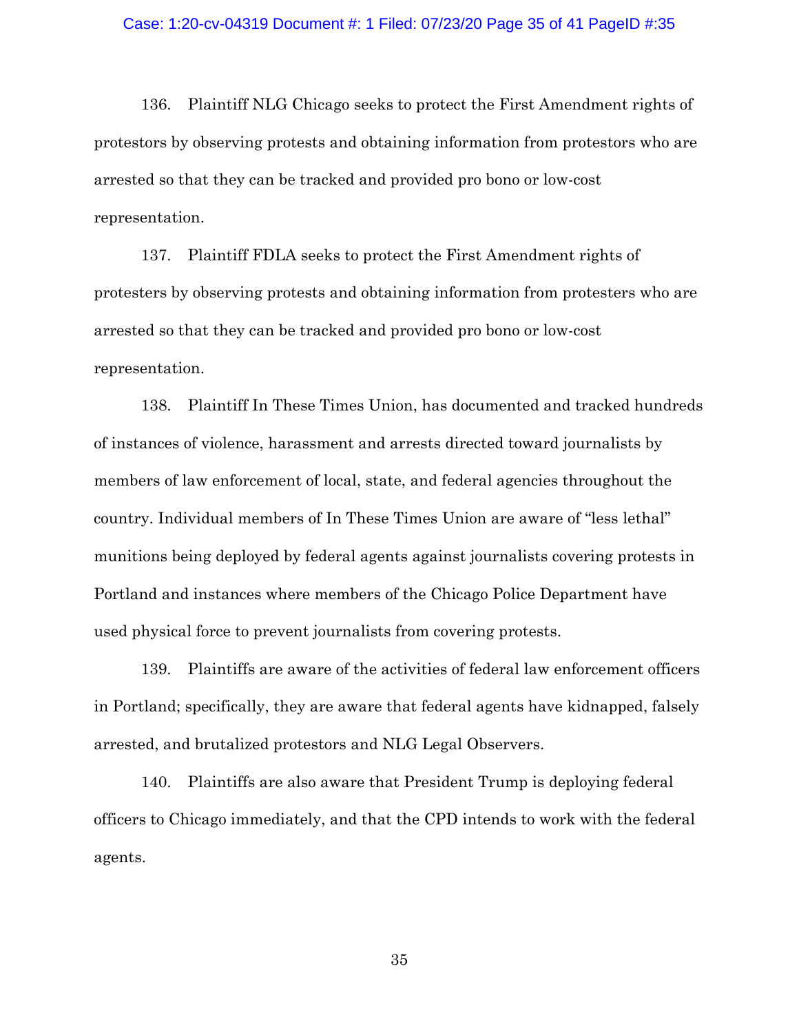136. Plaintiff NLG Chicago seeks to protect the First Amendment rights of protestors by observing protests and obtaining information from protestors who are arrested so that they can be tracked and provided pro bono or low-cost representation.

137. Plaintiff FDLA seeks to protect the First Amendment rights of protesters by observing protests and obtaining information from protesters who are arrested so that they can be tracked and provided pro bono or low-cost representation.

138. Plaintiff In These Times Union, has documented and tracked hundreds of instances of violence, harassment and arrests directed toward journalists by members of law enforcement of local, state, and federal agencies throughout the country. Individual members of In These Times Union are aware of "less lethal" munitions being deployed by federal agents against journalists covering protests in Portland and instances where members of the Chicago Police Department have used physical force to prevent journalists from covering protests.

139. Plaintiffs are aware of the activities of federal law enforcement officers in Portland; specifically, they are aware that federal agents have kidnapped, falsely arrested, and brutalized protestors and NLG Legal Observers.

140. Plaintiffs are also aware that President Trump is deploying federal officers to Chicago immediately, and that the CPD intends to work with the federal agents.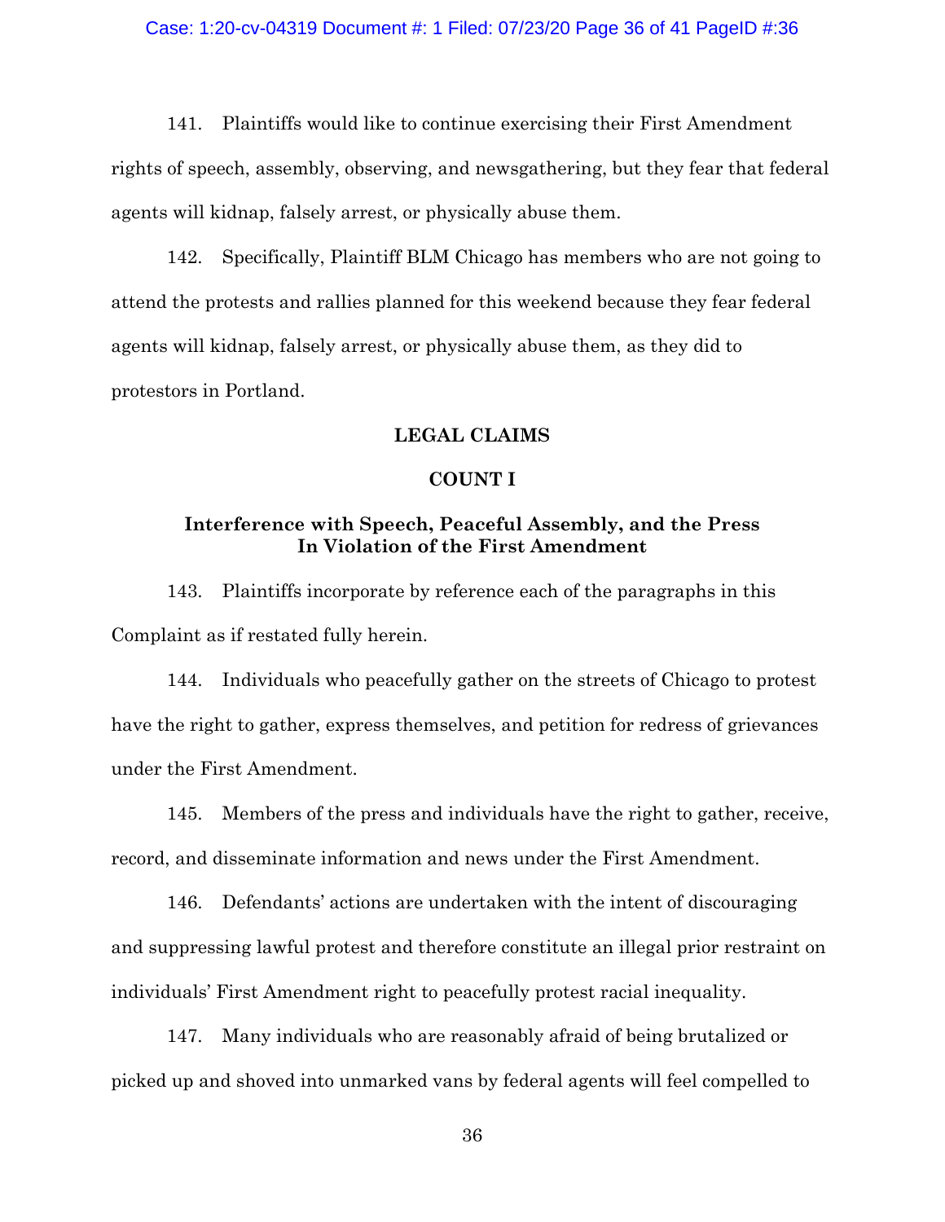141. Plaintiffs would like to continue exercising their First Amendment rights of speech, assembly, observing, and newsgathering, but they fear that federal agents will kidnap, falsely arrest, or physically abuse them.

142. Specifically, Plaintiff BLM Chicago has members who are not going to attend the protests and rallies planned for this weekend because they fear federal agents will kidnap, falsely arrest, or physically abuse them, as they did to protestors in Portland.

## LEGAL CLAIMS

## COUNT I

### Interference with Speech, Peaceful Assembly, and the Press In Violation of the First Amendment

143. Plaintiffs incorporate by reference each of the paragraphs in this Complaint as if restated fully herein.

144. Individuals who peacefully gather on the streets of Chicago to protest have the right to gather, express themselves, and petition for redress of grievances under the First Amendment.

145. Members of the press and individuals have the right to gather, receive, record, and disseminate information and news under the First Amendment.

146. Defendants' actions are undertaken with the intent of discouraging and suppressing lawful protest and therefore constitute an illegal prior restraint on individuals' First Amendment right to peacefully protest racial inequality.

147. Many individuals who are reasonably afraid of being brutalized or picked up and shoved into unmarked vans by federal agents will feel compelled to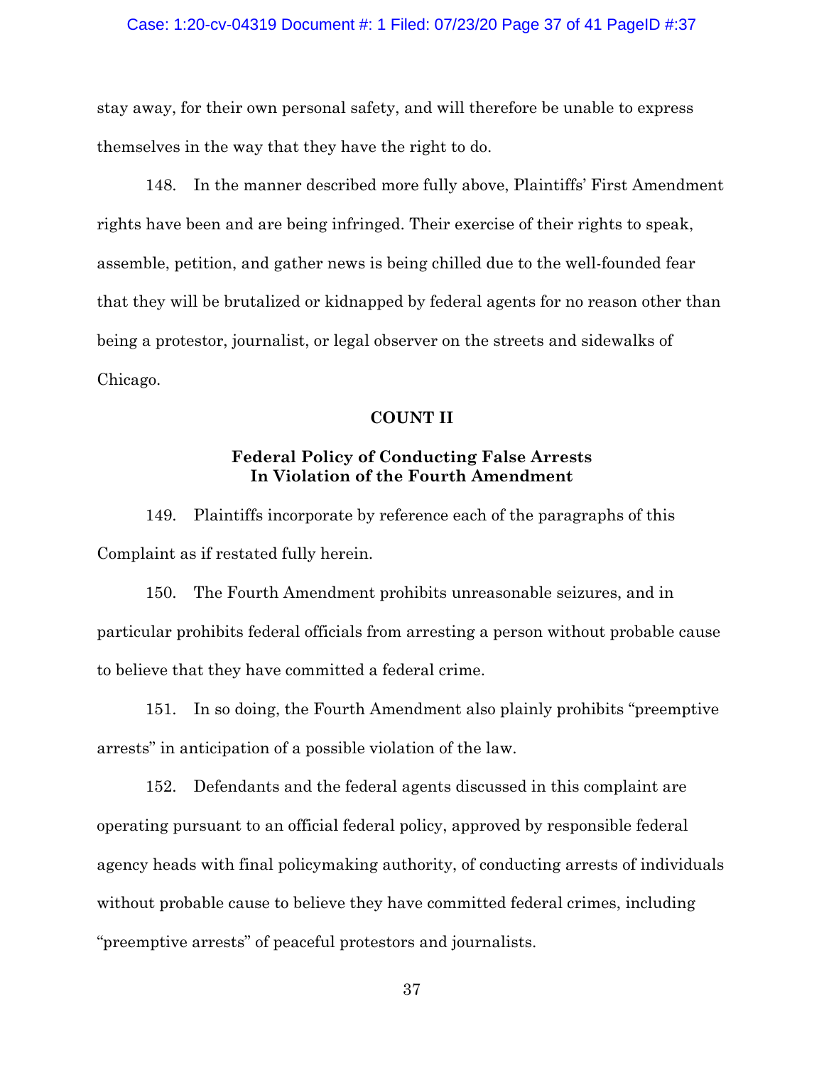stay away, for their own personal safety, and will therefore be unable to express themselves in the way that they have the right to do.

148. In the manner described more fully above, Plaintiffs' First Amendment rights have been and are being infringed. Their exercise of their rights to speak, assemble, petition, and gather news is being chilled due to the well-founded fear that they will be brutalized or kidnapped by federal agents for no reason other than being a protestor, journalist, or legal observer on the streets and sidewalks of Chicago.

**COUNT II**

**Federal Policy of Conducting False Arrests In Violation of the Fourth Amendment**

149. Plaintiffs incorporate by reference each of the paragraphs of this Complaint as if restated fully herein.

150. The Fourth Amendment prohibits unreasonable seizures, and in particular prohibits federal officials from arresting a person without probable cause to believe that they have committed a federal crime.

151. In so doing, the Fourth Amendment also plainly prohibits "preemptive arrests" in anticipation of a possible violation of the law.

152. Defendants and the federal agents discussed in this complaint are operating pursuant to an official federal policy, approved by responsible federal agency heads with final policymaking authority, of conducting arrests of individuals without probable cause to believe they have committed federal crimes, including "preemptive arrests" of peaceful protestors and journalists.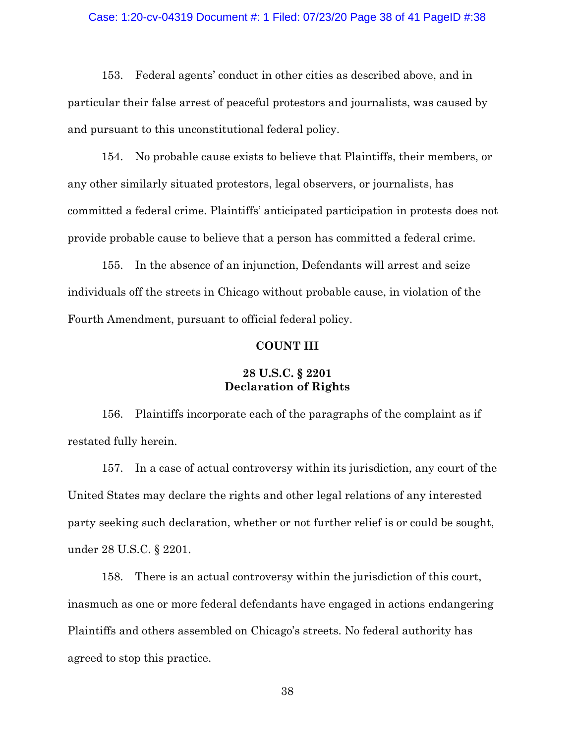153. Federal agents' conduct in other cities as described above, and in particular their false arrest of peaceful protestors and journalists, was caused by and pursuant to this unconstitutional federal policy.

154. No probable cause exists to believe that Plaintiffs, their members, or any other similarly situated protestors, legal observers, or journalists, has committed a federal crime. Plaintiffs' anticipated participation in protests does not provide probable cause to believe that a person has committed a federal crime.

155. In the absence of an injunction, Defendants will arrest and seize individuals off the streets in Chicago without probable cause, in violation of the Fourth Amendment, pursuant to official federal policy.

**COUNT III**

**28 U.S.C. § 2201**
**Declaration of Rights**

156. Plaintiffs incorporate each of the paragraphs of the complaint as if restated fully herein.

157. In a case of actual controversy within its jurisdiction, any court of the United States may declare the rights and other legal relations of any interested party seeking such declaration, whether or not further relief is or could be sought, under 28 U.S.C. § 2201.

158. There is an actual controversy within the jurisdiction of this court, inasmuch as one or more federal defendants have engaged in actions endangering Plaintiffs and others assembled on Chicago's streets. No federal authority has agreed to stop this practice.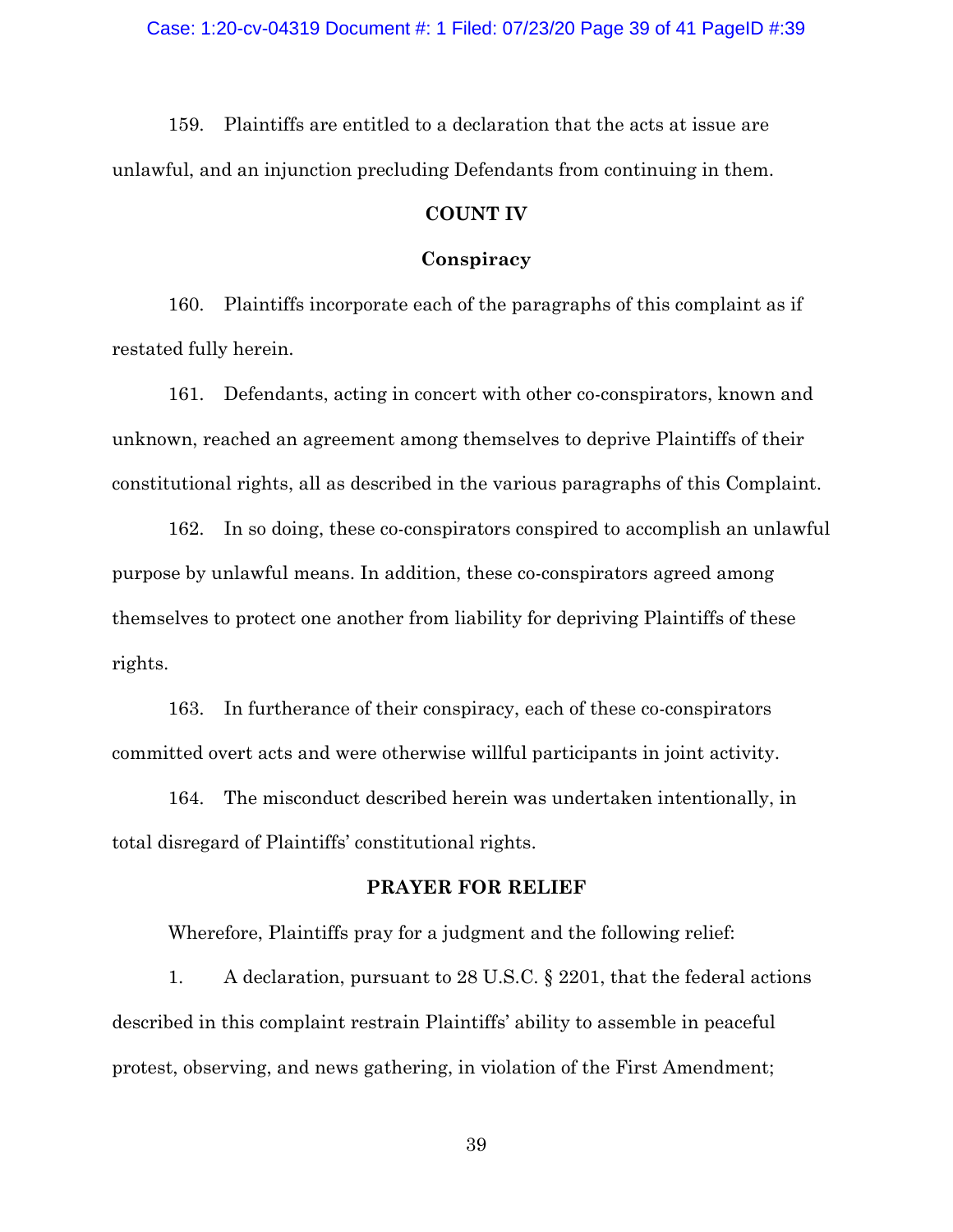159. Plaintiffs are entitled to a declaration that the acts at issue are unlawful, and an injunction precluding Defendants from continuing in them.

**COUNT IV**

**Conspiracy**

160. Plaintiffs incorporate each of the paragraphs of this complaint as if restated fully herein.

161. Defendants, acting in concert with other co-conspirators, known and unknown, reached an agreement among themselves to deprive Plaintiffs of their constitutional rights, all as described in the various paragraphs of this Complaint.

162. In so doing, these co-conspirators conspired to accomplish an unlawful purpose by unlawful means. In addition, these co-conspirators agreed among themselves to protect one another from liability for depriving Plaintiffs of these rights.

163. In furtherance of their conspiracy, each of these co-conspirators committed overt acts and were otherwise willful participants in joint activity.

164. The misconduct described herein was undertaken intentionally, in total disregard of Plaintiffs' constitutional rights.

**PRAYER FOR RELIEF**

Wherefore, Plaintiffs pray for a judgment and the following relief:

1. A declaration, pursuant to 28 U.S.C. § 2201, that the federal actions described in this complaint restrain Plaintiffs' ability to assemble in peaceful protest, observing, and news gathering, in violation of the First Amendment;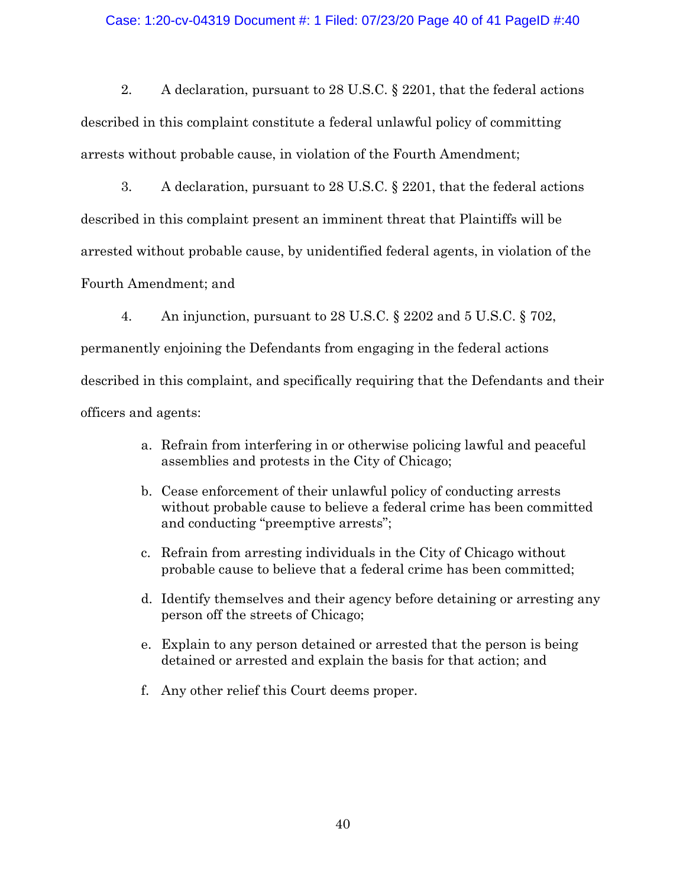2. A declaration, pursuant to 28 U.S.C. § 2201, that the federal actions described in this complaint constitute a federal unlawful policy of committing arrests without probable cause, in violation of the Fourth Amendment;

3. A declaration, pursuant to 28 U.S.C. § 2201, that the federal actions described in this complaint present an imminent threat that Plaintiffs will be arrested without probable cause, by unidentified federal agents, in violation of the Fourth Amendment; and

4. An injunction, pursuant to 28 U.S.C. § 2202 and 5 U.S.C. § 702, permanently enjoining the Defendants from engaging in the federal actions described in this complaint, and specifically requiring that the Defendants and their officers and agents:

   a. Refrain from interfering in or otherwise policing lawful and peaceful assemblies and protests in the City of Chicago;

   b. Cease enforcement of their unlawful policy of conducting arrests without probable cause to believe a federal crime has been committed and conducting "preemptive arrests";

   c. Refrain from arresting individuals in the City of Chicago without probable cause to believe that a federal crime has been committed;

   d. Identify themselves and their agency before detaining or arresting any person off the streets of Chicago;

   e. Explain to any person detained or arrested that the person is being detained or arrested and explain the basis for that action; and

   f. Any other relief this Court deems proper.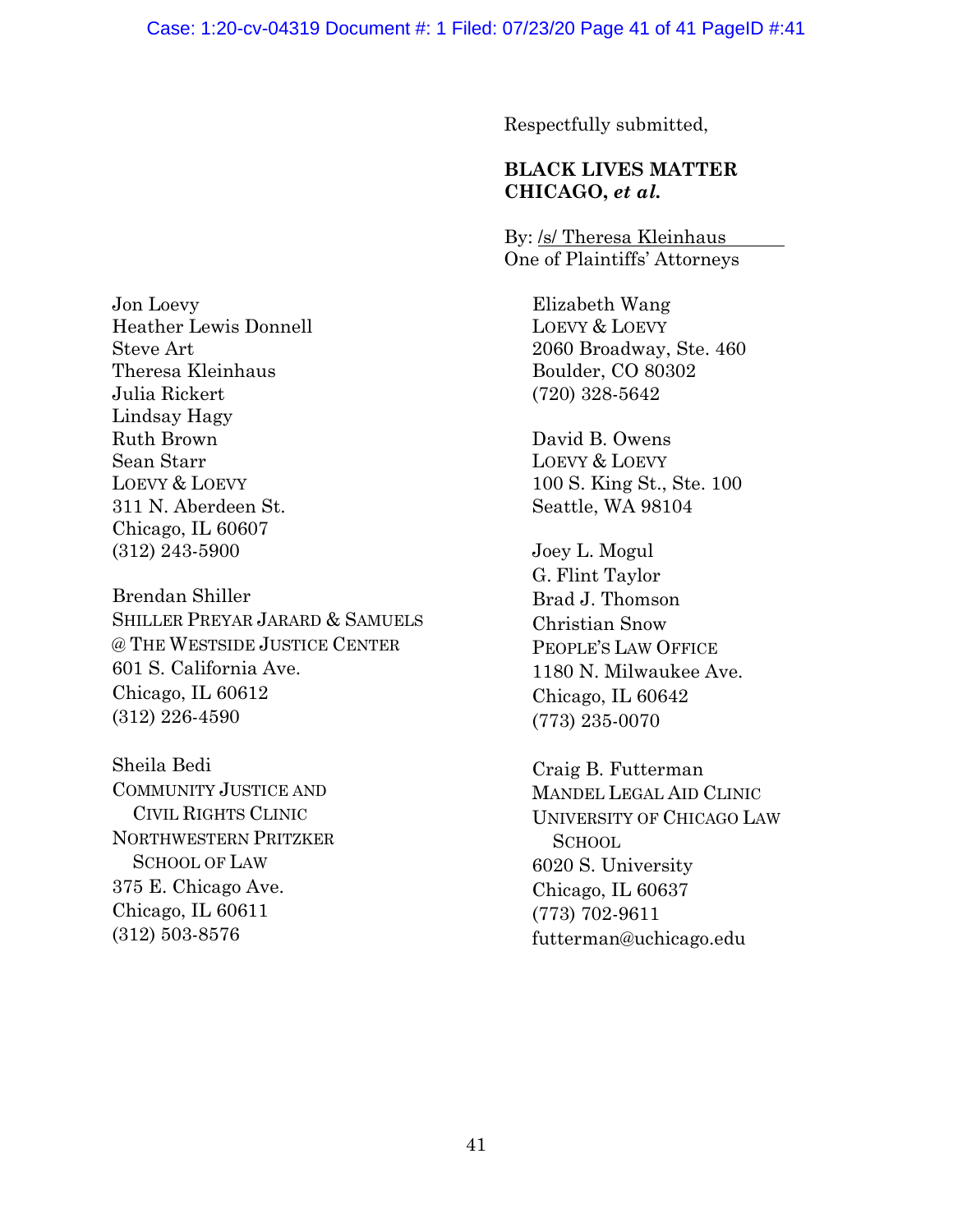Respectfully submitted,

**BLACK LIVES MATTER CHICAGO,** ***et al.***

By: /s/ Theresa Kleinhaus
One of Plaintiffs' Attorneys

Jon Loevy
Heather Lewis Donnell
Steve Art
Theresa Kleinhaus
Julia Rickert
Lindsay Hagy
Ruth Brown
Sean Starr
LOEVY & LOEVY
311 N. Aberdeen St.
Chicago, IL 60607
(312) 243-5900

Brendan Shiller
SHILLER PREYAR JARARD & SAMUELS
@ THE WESTSIDE JUSTICE CENTER
601 S. California Ave.
Chicago, IL 60612
(312) 226-4590

Sheila Bedi
COMMUNITY JUSTICE AND CIVIL RIGHTS CLINIC
NORTHWESTERN PRITZKER SCHOOL OF LAW
375 E. Chicago Ave.
Chicago, IL 60611
(312) 503-8576

Elizabeth Wang
LOEVY & LOEVY
2060 Broadway, Ste. 460
Boulder, CO 80302
(720) 328-5642

David B. Owens
LOEVY & LOEVY
100 S. King St., Ste. 100
Seattle, WA 98104

Joey L. Mogul
G. Flint Taylor
Brad J. Thomson
Christian Snow
PEOPLE'S LAW OFFICE
1180 N. Milwaukee Ave.
Chicago, IL 60642
(773) 235-0070

Craig B. Futterman
MANDEL LEGAL AID CLINIC
UNIVERSITY OF CHICAGO LAW SCHOOL
6020 S. University
Chicago, IL 60637
(773) 702-9611
futterman@uchicago.edu